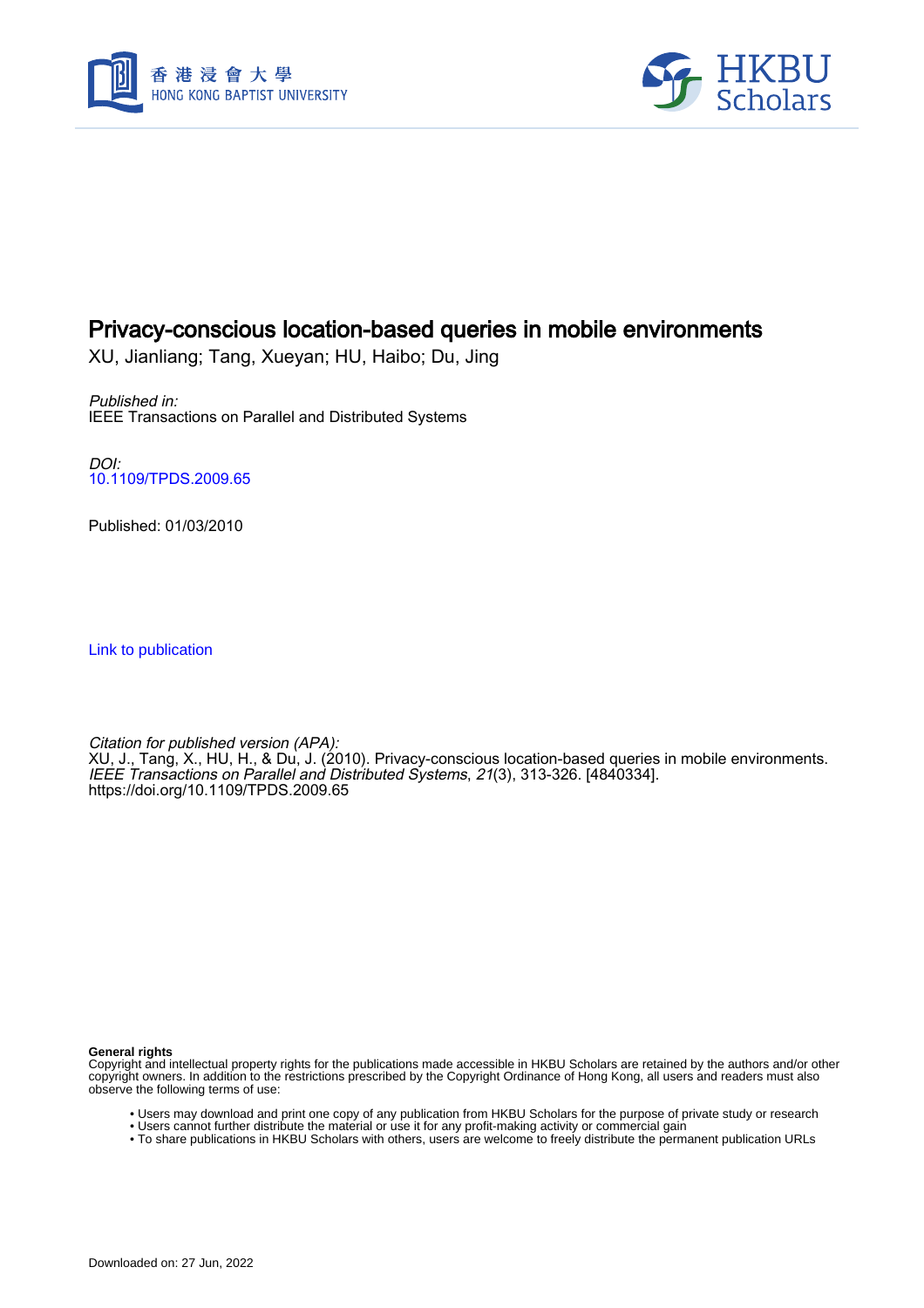# Privacy-conscious location-based queries in mobile environments

XU, Jianliang; Tang, Xueyan; HU, Haibo; Du, Jing

*Published in:*
IEEE Transactions on Parallel and Distributed Systems

*DOI:*
10.1109/TPDS.2009.65

Published: 01/03/2010

Link to publication

*Citation for published version (APA):*
XU, J., Tang, X., HU, H., & Du, J. (2010). Privacy-conscious location-based queries in mobile environments. *IEEE Transactions on Parallel and Distributed Systems*, *21*(3), 313-326. [4840334]. https://doi.org/10.1109/TPDS.2009.65

**General rights**
Copyright and intellectual property rights for the publications made accessible in HKBU Scholars are retained by the authors and/or other copyright owners. In addition to the restrictions prescribed by the Copyright Ordinance of Hong Kong, all users and readers must also observe the following terms of use:

- Users may download and print one copy of any publication from HKBU Scholars for the purpose of private study or research
- Users cannot further distribute the material or use it for any profit-making activity or commercial gain
- To share publications in HKBU Scholars with others, users are welcome to freely distribute the permanent publication URLs

Downloaded on: 27 Jun, 2022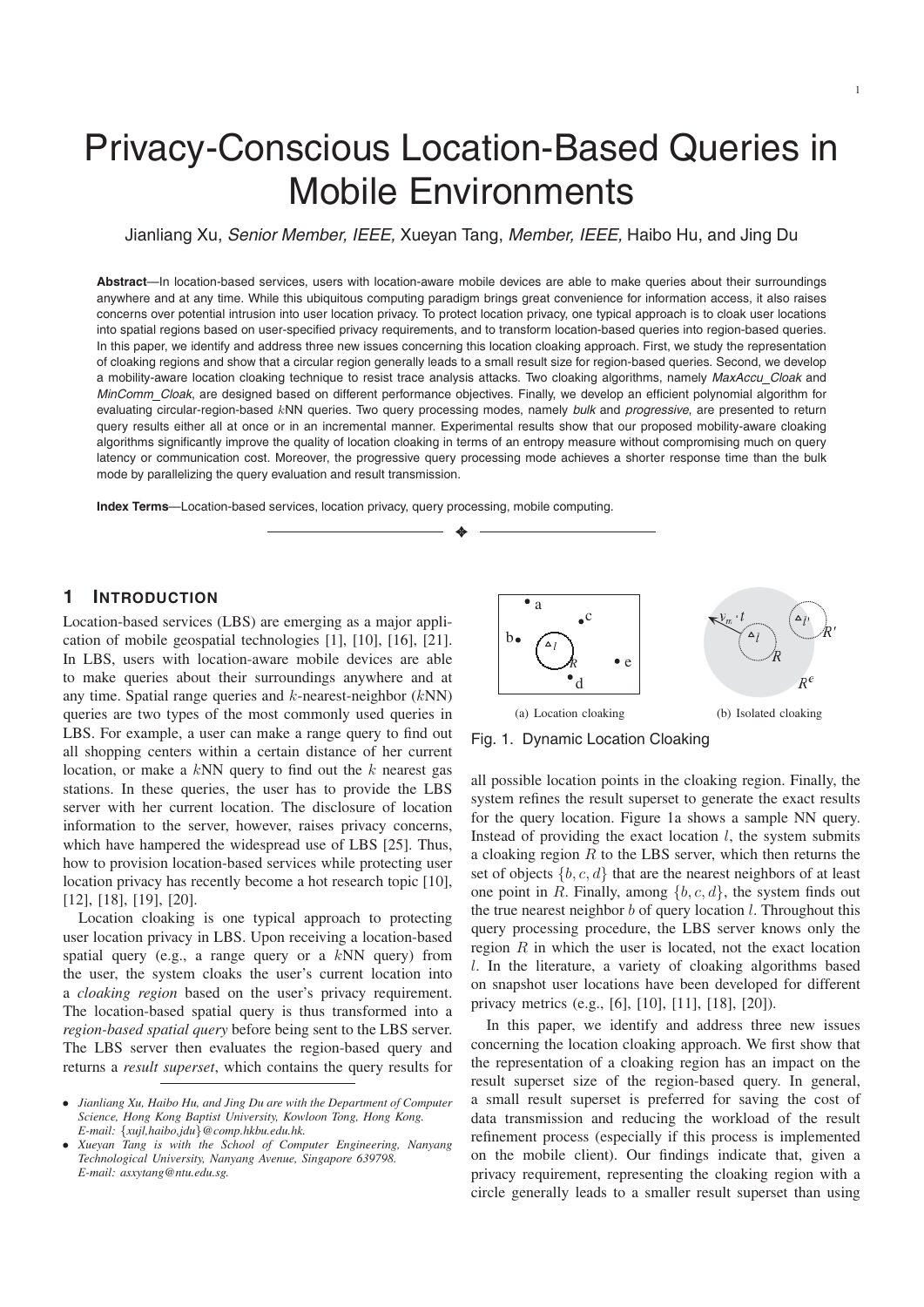# Privacy-Conscious Location-Based Queries in Mobile Environments

Jianliang Xu, *Senior Member, IEEE,* Xueyan Tang, *Member, IEEE,* Haibo Hu, and Jing Du

**Abstract**—In location-based services, users with location-aware mobile devices are able to make queries about their surroundings anywhere and at any time. While this ubiquitous computing paradigm brings great convenience for information access, it also raises concerns over potential intrusion into user location privacy. To protect location privacy, one typical approach is to cloak user locations into spatial regions based on user-specified privacy requirements, and to transform location-based queries into region-based queries. In this paper, we identify and address three new issues concerning this location cloaking approach. First, we study the representation of cloaking regions and show that a circular region generally leads to a small result size for region-based queries. Second, we develop a mobility-aware location cloaking technique to resist trace analysis attacks. Two cloaking algorithms, namely *MaxAccu_Cloak* and *MinComm_Cloak*, are designed based on different performance objectives. Finally, we develop an efficient polynomial algorithm for evaluating circular-region-based $k$NN queries. Two query processing modes, namely *bulk* and *progressive*, are presented to return query results either all at once or in an incremental manner. Experimental results show that our proposed mobility-aware cloaking algorithms significantly improve the quality of location cloaking in terms of an entropy measure without compromising much on query latency or communication cost. Moreover, the progressive query processing mode achieves a shorter response time than the bulk mode by parallelizing the query evaluation and result transmission.

**Index Terms**—Location-based services, location privacy, query processing, mobile computing.

## 1 Introduction

Location-based services (LBS) are emerging as a major application of mobile geospatial technologies [1], [10], [16], [21]. In LBS, users with location-aware mobile devices are able to make queries about their surroundings anywhere and at any time. Spatial range queries and $k$-nearest-neighbor ($k$NN) queries are two types of the most commonly used queries in LBS. For example, a user can make a range query to find out all shopping centers within a certain distance of her current location, or make a $k$NN query to find out the $k$ nearest gas stations. In these queries, the user has to provide the LBS server with her current location. The disclosure of location information to the server, however, raises privacy concerns, which have hampered the widespread use of LBS [25]. Thus, how to provision location-based services while protecting user location privacy has recently become a hot research topic [10], [12], [18], [19], [20].

Location cloaking is one typical approach to protecting user location privacy in LBS. Upon receiving a location-based spatial query (e.g., a range query or a $k$NN query) from the user, the system cloaks the user's current location into a *cloaking region* based on the user's privacy requirement. The location-based spatial query is thus transformed into a *region-based spatial query* before being sent to the LBS server. The LBS server then evaluates the region-based query and returns a *result superset*, which contains the query results for all possible location points in the cloaking region. Finally, the system refines the result superset to generate the exact results for the query location. Figure 1a shows a sample NN query. Instead of providing the exact location $l$, the system submits a cloaking region $R$ to the LBS server, which then returns the set of objects $\{b, c, d\}$ that are the nearest neighbors of at least one point in $R$. Finally, among $\{b, c, d\}$, the system finds out the true nearest neighbor $b$ of query location $l$. Throughout this query processing procedure, the LBS server knows only the region $R$ in which the user is located, not the exact location $l$. In the literature, a variety of cloaking algorithms based on snapshot user locations have been developed for different privacy metrics (e.g., [6], [10], [11], [18], [20]).

(a) Location cloaking (b) Isolated cloaking

Fig. 1. Dynamic Location Cloaking

In this paper, we identify and address three new issues concerning the location cloaking approach. We first show that the representation of a cloaking region has an impact on the result superset size of the region-based query. In general, a small result superset is preferred for saving the cost of data transmission and reducing the workload of the result refinement process (especially if this process is implemented on the mobile client). Our findings indicate that, given a privacy requirement, representing the cloaking region with a circle generally leads to a smaller result superset than using

- *Jianliang Xu, Haibo Hu, and Jing Du are with the Department of Computer Science, Hong Kong Baptist University, Kowloon Tong, Hong Kong. E-mail: {xujl,haibo,jdu}@comp.hkbu.edu.hk.*
- *Xueyan Tang is with the School of Computer Engineering, Nanyang Technological University, Nanyang Avenue, Singapore 639798. E-mail: asxytang@ntu.edu.sg.*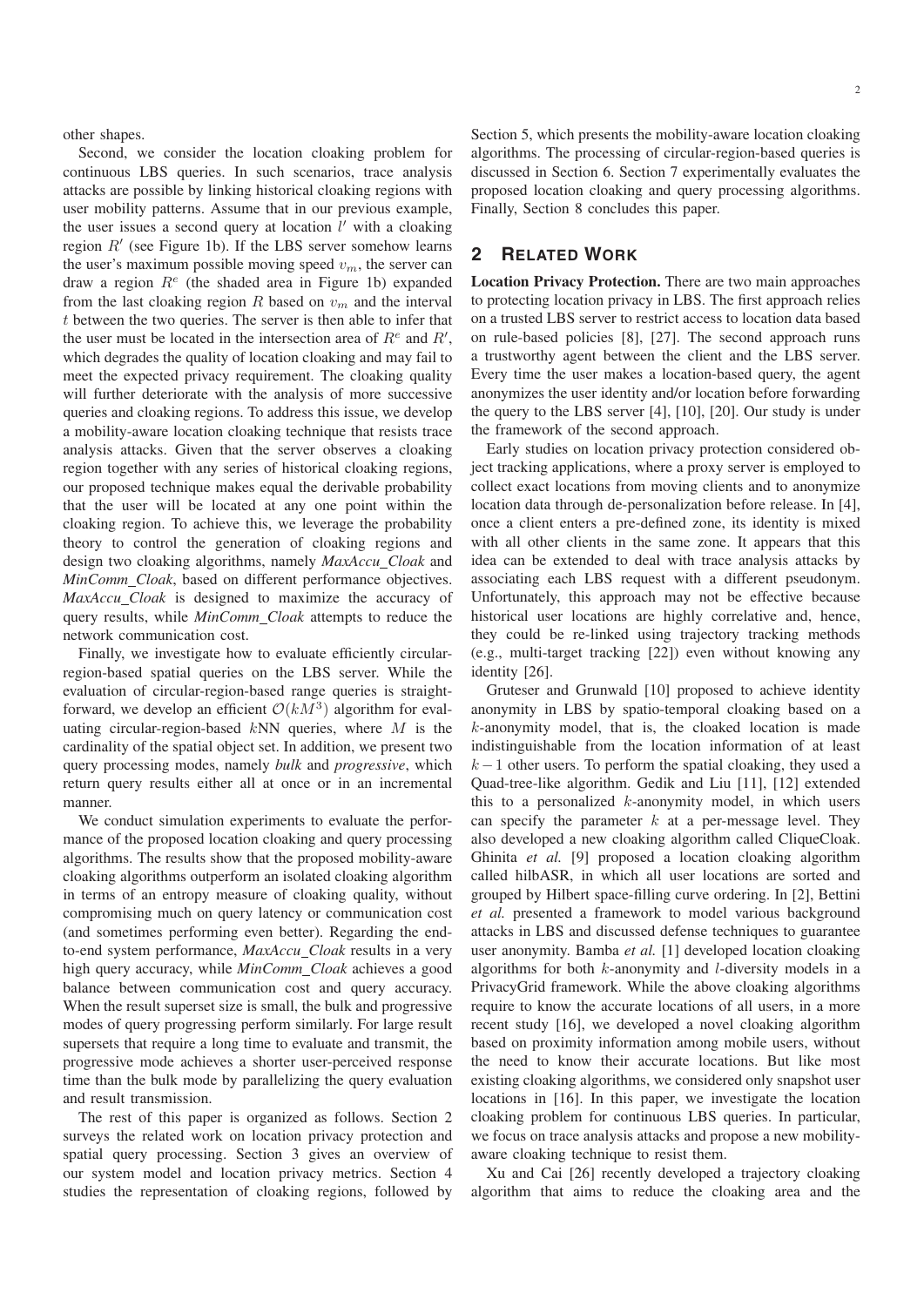other shapes.

Second, we consider the location cloaking problem for continuous LBS queries. In such scenarios, trace analysis attacks are possible by linking historical cloaking regions with user mobility patterns. Assume that in our previous example, the user issues a second query at location $l'$ with a cloaking region $R'$ (see Figure 1b). If the LBS server somehow learns the user's maximum possible moving speed $v_m$, the server can draw a region $R^e$ (the shaded area in Figure 1b) expanded from the last cloaking region $R$ based on $v_m$ and the interval $t$ between the two queries. The server is then able to infer that the user must be located in the intersection area of $R^e$ and $R'$, which degrades the quality of location cloaking and may fail to meet the expected privacy requirement. The cloaking quality will further deteriorate with the analysis of more successive queries and cloaking regions. To address this issue, we develop a mobility-aware location cloaking technique that resists trace analysis attacks. Given that the server observes a cloaking region together with any series of historical cloaking regions, our proposed technique makes equal the derivable probability that the user will be located at any one point within the cloaking region. To achieve this, we leverage the probability theory to control the generation of cloaking regions and design two cloaking algorithms, namely *MaxAccu_Cloak* and *MinComm_Cloak*, based on different performance objectives. *MaxAccu_Cloak* is designed to maximize the accuracy of query results, while *MinComm_Cloak* attempts to reduce the network communication cost.

Finally, we investigate how to evaluate efficiently circular-region-based spatial queries on the LBS server. While the evaluation of circular-region-based range queries is straightforward, we develop an efficient $\mathcal{O}(kM^3)$ algorithm for evaluating circular-region-based $k$NN queries, where $M$ is the cardinality of the spatial object set. In addition, we present two query processing modes, namely *bulk* and *progressive*, which return query results either all at once or in an incremental manner.

We conduct simulation experiments to evaluate the performance of the proposed location cloaking and query processing algorithms. The results show that the proposed mobility-aware cloaking algorithms outperform an isolated cloaking algorithm in terms of an entropy measure of cloaking quality, without compromising much on query latency or communication cost (and sometimes performing even better). Regarding the end-to-end system performance, *MaxAccu_Cloak* results in a very high query accuracy, while *MinComm_Cloak* achieves a good balance between communication cost and query accuracy. When the result superset size is small, the bulk and progressive modes of query progressing perform similarly. For large result supersets that require a long time to evaluate and transmit, the progressive mode achieves a shorter user-perceived response time than the bulk mode by parallelizing the query evaluation and result transmission.

The rest of this paper is organized as follows. Section 2 surveys the related work on location privacy protection and spatial query processing. Section 3 gives an overview of our system model and location privacy metrics. Section 4 studies the representation of cloaking regions, followed by Section 5, which presents the mobility-aware location cloaking algorithms. The processing of circular-region-based queries is discussed in Section 6. Section 7 experimentally evaluates the proposed location cloaking and query processing algorithms. Finally, Section 8 concludes this paper.

## 2 Related Work

**Location Privacy Protection.** There are two main approaches to protecting location privacy in LBS. The first approach relies on a trusted LBS server to restrict access to location data based on rule-based policies [8], [27]. The second approach runs a trustworthy agent between the client and the LBS server. Every time the user makes a location-based query, the agent anonymizes the user identity and/or location before forwarding the query to the LBS server [4], [10], [20]. Our study is under the framework of the second approach.

Early studies on location privacy protection considered object tracking applications, where a proxy server is employed to collect exact locations from moving clients and to anonymize location data through de-personalization before release. In [4], once a client enters a pre-defined zone, its identity is mixed with all other clients in the same zone. It appears that this idea can be extended to deal with trace analysis attacks by associating each LBS request with a different pseudonym. Unfortunately, this approach may not be effective because historical user locations are highly correlative and, hence, they could be re-linked using trajectory tracking methods (e.g., multi-target tracking [22]) even without knowing any identity [26].

Gruteser and Grunwald [10] proposed to achieve identity anonymity in LBS by spatio-temporal cloaking based on a $k$-anonymity model, that is, the cloaked location is made indistinguishable from the location information of at least $k-1$ other users. To perform the spatial cloaking, they used a Quad-tree-like algorithm. Gedik and Liu [11], [12] extended this to a personalized $k$-anonymity model, in which users can specify the parameter $k$ at a per-message level. They also developed a new cloaking algorithm called CliqueCloak. Ghinita *et al.* [9] proposed a location cloaking algorithm called hilbASR, in which all user locations are sorted and grouped by Hilbert space-filling curve ordering. In [2], Bettini *et al.* presented a framework to model various background attacks in LBS and discussed defense techniques to guarantee user anonymity. Bamba *et al.* [1] developed location cloaking algorithms for both $k$-anonymity and $l$-diversity models in a PrivacyGrid framework. While the above cloaking algorithms require to know the accurate locations of all users, in a more recent study [16], we developed a novel cloaking algorithm based on proximity information among mobile users, without the need to know their accurate locations. But like most existing cloaking algorithms, we considered only snapshot user locations in [16]. In this paper, we investigate the location cloaking problem for continuous LBS queries. In particular, we focus on trace analysis attacks and propose a new mobility-aware cloaking technique to resist them.

Xu and Cai [26] recently developed a trajectory cloaking algorithm that aims to reduce the cloaking area and the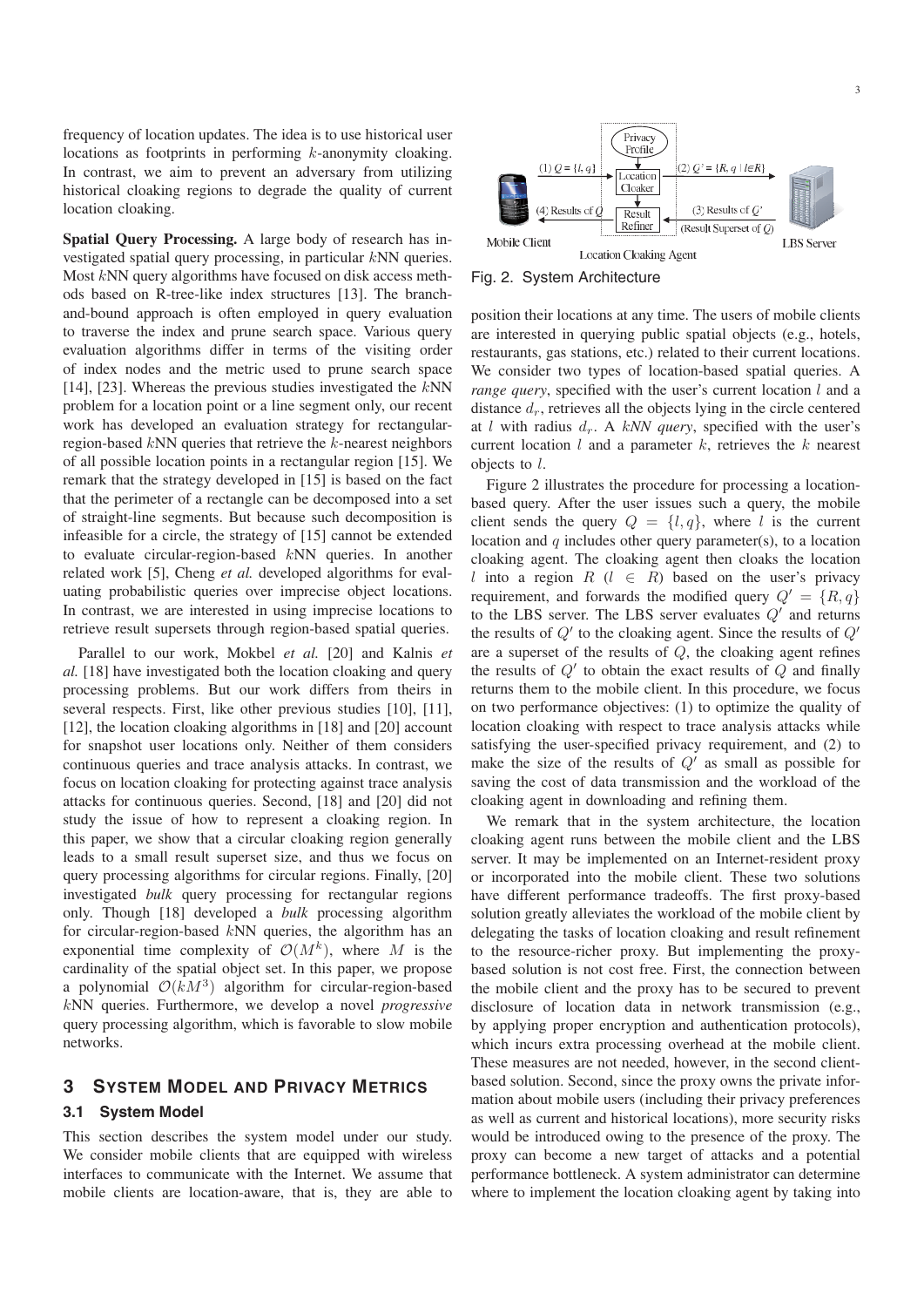frequency of location updates. The idea is to use historical user locations as footprints in performing $k$-anonymity cloaking. In contrast, we aim to prevent an adversary from utilizing historical cloaking regions to degrade the quality of current location cloaking.

**Spatial Query Processing.** A large body of research has investigated spatial query processing, in particular $k$NN queries. Most $k$NN query algorithms have focused on disk access methods based on R-tree-like index structures [13]. The branch-and-bound approach is often employed in query evaluation to traverse the index and prune search space. Various query evaluation algorithms differ in terms of the visiting order of index nodes and the metric used to prune search space [14], [23]. Whereas the previous studies investigated the $k$NN problem for a location point or a line segment only, our recent work has developed an evaluation strategy for rectangular-region-based $k$NN queries that retrieve the $k$-nearest neighbors of all possible location points in a rectangular region [15]. We remark that the strategy developed in [15] is based on the fact that the perimeter of a rectangle can be decomposed into a set of straight-line segments. But because such decomposition is infeasible for a circle, the strategy of [15] cannot be extended to evaluate circular-region-based $k$NN queries. In another related work [5], Cheng *et al.* developed algorithms for evaluating probabilistic queries over imprecise object locations. In contrast, we are interested in using imprecise locations to retrieve result supersets through region-based spatial queries.

Parallel to our work, Mokbel *et al.* [20] and Kalnis *et al.* [18] have investigated both the location cloaking and query processing problems. But our work differs from theirs in several respects. First, like other previous studies [10], [11], [12], the location cloaking algorithms in [18] and [20] account for snapshot user locations only. Neither of them considers continuous queries and trace analysis attacks. In contrast, we focus on location cloaking for protecting against trace analysis attacks for continuous queries. Second, [18] and [20] did not study the issue of how to represent a cloaking region. In this paper, we show that a circular cloaking region generally leads to a small result superset size, and thus we focus on query processing algorithms for circular regions. Finally, [20] investigated *bulk* query processing for rectangular regions only. Though [18] developed a *bulk* processing algorithm for circular-region-based $k$NN queries, the algorithm has an exponential time complexity of $\mathcal{O}(M^k)$, where $M$ is the cardinality of the spatial object set. In this paper, we propose a polynomial $\mathcal{O}(kM^3)$ algorithm for circular-region-based $k$NN queries. Furthermore, we develop a novel *progressive* query processing algorithm, which is favorable to slow mobile networks.

## 3 System Model and Privacy Metrics

### 3.1 System Model

This section describes the system model under our study. We consider mobile clients that are equipped with wireless interfaces to communicate with the Internet. We assume that mobile clients are location-aware, that is, they are able to position their locations at any time. The users of mobile clients are interested in querying public spatial objects (e.g., hotels, restaurants, gas stations, etc.) related to their current locations. We consider two types of location-based spatial queries. A *range query*, specified with the user's current location $l$ and a distance $d_r$, retrieves all the objects lying in the circle centered at $l$ with radius $d_r$. A *kNN query*, specified with the user's current location $l$ and a parameter $k$, retrieves the $k$ nearest objects to $l$.

Fig. 2. System Architecture

Figure 2 illustrates the procedure for processing a location-based query. After the user issues such a query, the mobile client sends the query $Q = \{l, q\}$, where $l$ is the current location and $q$ includes other query parameter(s), to a location cloaking agent. The cloaking agent then cloaks the location $l$ into a region $R$ ($l \in R$) based on the user's privacy requirement, and forwards the modified query $Q' = \{R, q\}$ to the LBS server. The LBS server evaluates $Q'$ and returns the results of $Q'$ to the cloaking agent. Since the results of $Q'$ are a superset of the results of $Q$, the cloaking agent refines the results of $Q'$ to obtain the exact results of $Q$ and finally returns them to the mobile client. In this procedure, we focus on two performance objectives: (1) to optimize the quality of location cloaking with respect to trace analysis attacks while satisfying the user-specified privacy requirement, and (2) to make the size of the results of $Q'$ as small as possible for saving the cost of data transmission and the workload of the cloaking agent in downloading and refining them.

We remark that in the system architecture, the location cloaking agent runs between the mobile client and the LBS server. It may be implemented on an Internet-resident proxy or incorporated into the mobile client. These two solutions have different performance tradeoffs. The first proxy-based solution greatly alleviates the workload of the mobile client by delegating the tasks of location cloaking and result refinement to the resource-richer proxy. But implementing the proxy-based solution is not cost free. First, the connection between the mobile client and the proxy has to be secured to prevent disclosure of location data in network transmission (e.g., by applying proper encryption and authentication protocols), which incurs extra processing overhead at the mobile client. These measures are not needed, however, in the second client-based solution. Second, since the proxy owns the private information about mobile users (including their privacy preferences as well as current and historical locations), more security risks would be introduced owing to the presence of the proxy. The proxy can become a new target of attacks and a potential performance bottleneck. A system administrator can determine where to implement the location cloaking agent by taking into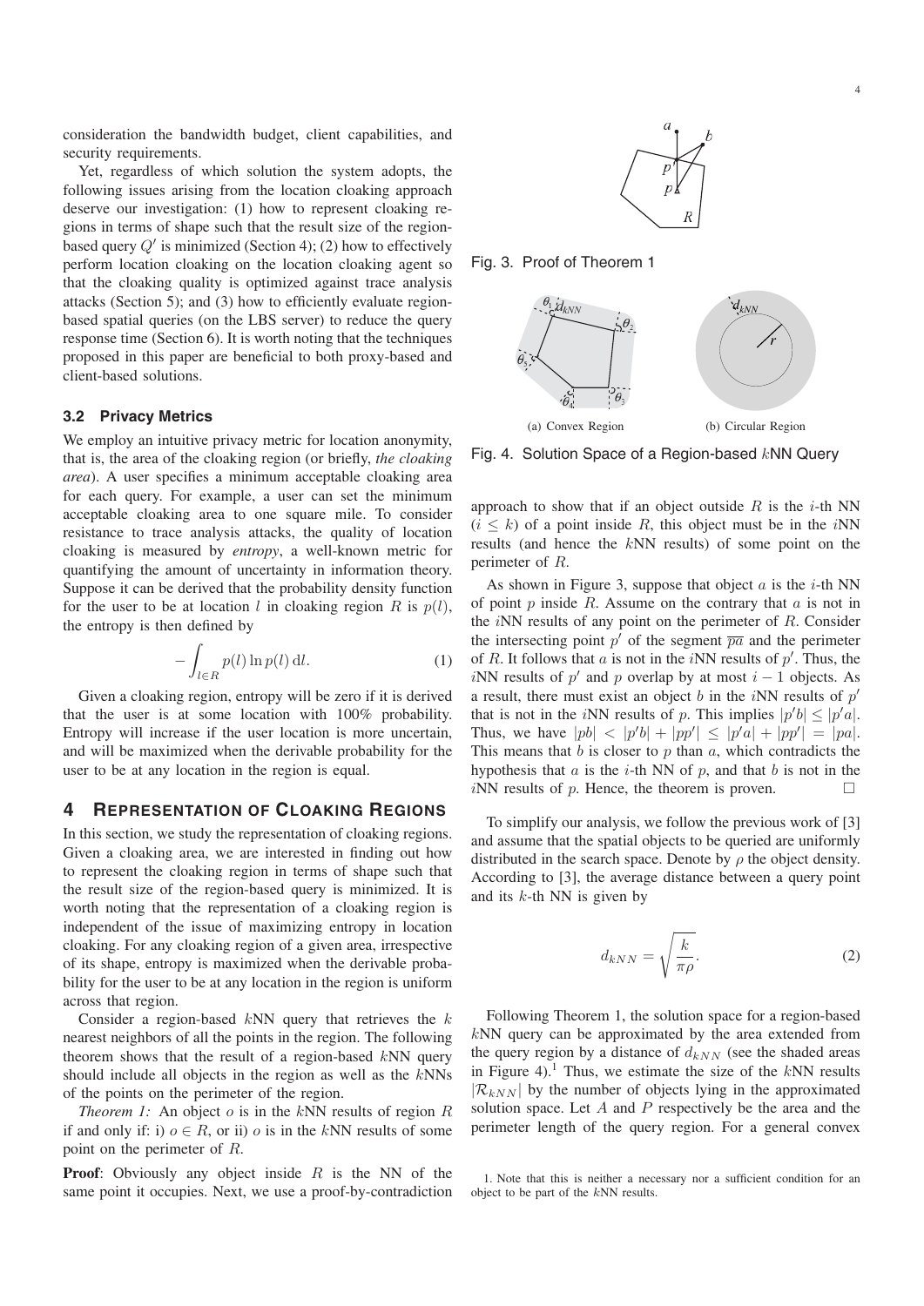consideration the bandwidth budget, client capabilities, and security requirements.

Yet, regardless of which solution the system adopts, the following issues arising from the location cloaking approach deserve our investigation: (1) how to represent cloaking regions in terms of shape such that the result size of the region-based query $Q'$ is minimized (Section 4); (2) how to effectively perform location cloaking on the location cloaking agent so that the cloaking quality is optimized against trace analysis attacks (Section 5); and (3) how to efficiently evaluate region-based spatial queries (on the LBS server) to reduce the query response time (Section 6). It is worth noting that the techniques proposed in this paper are beneficial to both proxy-based and client-based solutions.

### 3.2 Privacy Metrics

We employ an intuitive privacy metric for location anonymity, that is, the area of the cloaking region (or briefly, *the cloaking area*). A user specifies a minimum acceptable cloaking area for each query. For example, a user can set the minimum acceptable cloaking area to one square mile. To consider resistance to trace analysis attacks, the quality of location cloaking is measured by *entropy*, a well-known metric for quantifying the amount of uncertainty in information theory. Suppose it can be derived that the probability density function for the user to be at location $l$ in cloaking region $R$ is $p(l)$, the entropy is then defined by

$$-\int_{l \in R} p(l) \ln p(l) \, \mathrm{d}l. \tag{1}$$

Given a cloaking region, entropy will be zero if it is derived that the user is at some location with 100% probability. Entropy will increase if the user location is more uncertain, and will be maximized when the derivable probability for the user to be at any location in the region is equal.

## 4 Representation of Cloaking Regions

In this section, we study the representation of cloaking regions. Given a cloaking area, we are interested in finding out how to represent the cloaking region in terms of shape such that the result size of the region-based query is minimized. It is worth noting that the representation of a cloaking region is independent of the issue of maximizing entropy in location cloaking. For any cloaking region of a given area, irrespective of its shape, entropy is maximized when the derivable probability for the user to be at any location in the region is uniform across that region.

Consider a region-based $k$NN query that retrieves the $k$ nearest neighbors of all the points in the region. The following theorem shows that the result of a region-based $k$NN query should include all objects in the region as well as the $k$NNs of the points on the perimeter of the region.

*Theorem 1:* An object $o$ is in the $k$NN results of region $R$ if and only if: i) $o \in R$, or ii) $o$ is in the $k$NN results of some point on the perimeter of $R$.

**Proof**: Obviously any object inside $R$ is the NN of the same point it occupies. Next, we use a proof-by-contradiction approach to show that if an object outside $R$ is the $i$-th NN ($i \le k$) of a point inside $R$, this object must be in the $i$NN results (and hence the $k$NN results) of some point on the perimeter of $R$.

Fig. 3. Proof of Theorem 1

(a) Convex Region (b) Circular Region

Fig. 4. Solution Space of a Region-based $k$NN Query

As shown in Figure 3, suppose that object $a$ is the $i$-th NN of point $p$ inside $R$. Assume on the contrary that $a$ is not in the $i$NN results of any point on the perimeter of $R$. Consider the intersecting point $p'$ of the segment $\overline{pa}$ and the perimeter of $R$. It follows that $a$ is not in the $i$NN results of $p'$. Thus, the $i$NN results of $p'$ and $p$ overlap by at most $i-1$ objects. As a result, there must exist an object $b$ in the $i$NN results of $p'$ that is not in the $i$NN results of $p$. This implies $|p'b| \le |p'a|$. Thus, we have $|pb| < |p'b| + |pp'| \le |p'a| + |pp'| = |pa|$. This means that $b$ is closer to $p$ than $a$, which contradicts the hypothesis that $a$ is the $i$-th NN of $p$, and that $b$ is not in the $i$NN results of $p$. Hence, the theorem is proven. □

To simplify our analysis, we follow the previous work of [3] and assume that the spatial objects to be queried are uniformly distributed in the search space. Denote by $\rho$ the object density. According to [3], the average distance between a query point and its $k$-th NN is given by

$$d_{kNN} = \sqrt{\frac{k}{\pi\rho}}. \tag{2}$$

Following Theorem 1, the solution space for a region-based $k$NN query can be approximated by the area extended from the query region by a distance of $d_{kNN}$ (see the shaded areas in Figure 4).[1] Thus, we estimate the size of the $k$NN results $|\mathcal{R}_{kNN}|$ by the number of objects lying in the approximated solution space. Let $A$ and $P$ respectively be the area and the perimeter length of the query region. For a general convex

1. Note that this is neither a necessary nor a sufficient condition for an object to be part of the $k$NN results.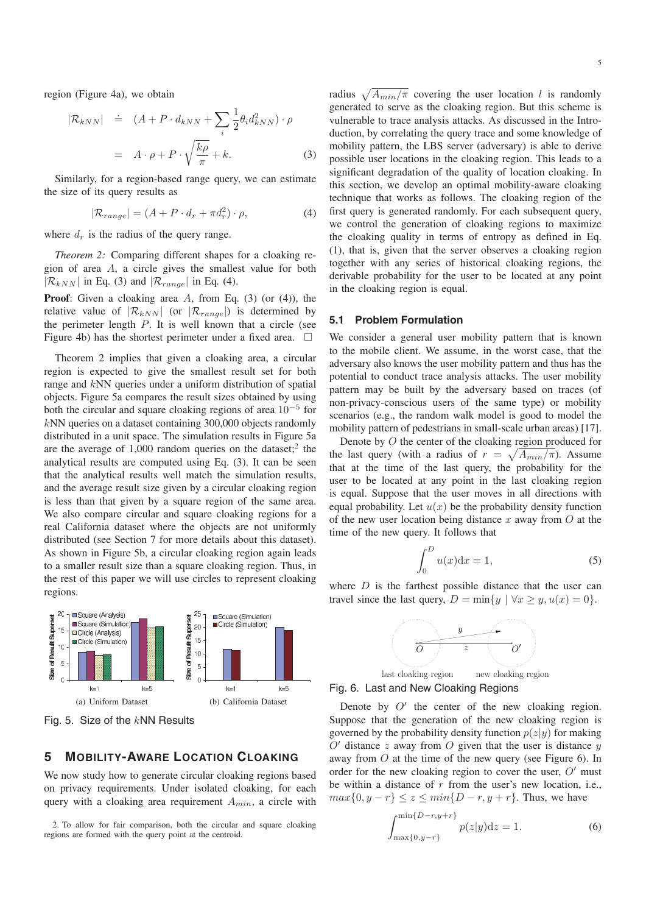region (Figure 4a), we obtain

$$
\begin{aligned}
|\mathcal{R}_{kNN}| &\doteq (A + P \cdot d_{kNN} + \sum_i \frac{1}{2}\theta_i d_{kNN}^2) \cdot \rho \\
&= A \cdot \rho + P \cdot \sqrt{\frac{k\rho}{\pi}} + k. \qquad (3)
\end{aligned}
$$

Similarly, for a region-based range query, we can estimate the size of its query results as

$$
|\mathcal{R}_{range}| = (A + P \cdot d_r + \pi d_r^2) \cdot \rho, \qquad (4)
$$

where $d_r$ is the radius of the query range.

*Theorem 2:* Comparing different shapes for a cloaking region of area $A$, a circle gives the smallest value for both $|\mathcal{R}_{kNN}|$ in Eq. (3) and $|\mathcal{R}_{range}|$ in Eq. (4).

**Proof**: Given a cloaking area $A$, from Eq. (3) (or (4)), the relative value of $|\mathcal{R}_{kNN}|$ (or $|\mathcal{R}_{range}|$) is determined by the perimeter length $P$. It is well known that a circle (see Figure 4b) has the shortest perimeter under a fixed area. □

Theorem 2 implies that given a cloaking area, a circular region is expected to give the smallest result set for both range and $k$NN queries under a uniform distribution of spatial objects. Figure 5a compares the result sizes obtained by using both the circular and square cloaking regions of area $10^{-5}$ for $k$NN queries on a dataset containing 300,000 objects randomly distributed in a unit space. The simulation results in Figure 5a are the average of 1,000 random queries on the dataset;[2] the analytical results are computed using Eq. (3). It can be seen that the analytical results well match the simulation results, and the average result size given by a circular cloaking region is less than that given by a square region of the same area. We also compare circular and square cloaking regions for a real California dataset where the objects are not uniformly distributed (see Section 7 for more details about this dataset). As shown in Figure 5b, a circular cloaking region again leads to a smaller result size than a square cloaking region. Thus, in the rest of this paper we will use circles to represent cloaking regions.

(a) Uniform Dataset (b) California Dataset

Fig. 5. Size of the $k$NN Results

## 5 Mobility-Aware Location Cloaking

We now study how to generate circular cloaking regions based on privacy requirements. Under isolated cloaking, for each query with a cloaking area requirement $A_{min}$, a circle with radius $\sqrt{A_{min}/\pi}$ covering the user location $l$ is randomly generated to serve as the cloaking region. But this scheme is vulnerable to trace analysis attacks. As discussed in the Introduction, by correlating the query trace and some knowledge of mobility pattern, the LBS server (adversary) is able to derive possible user locations in the cloaking region. This leads to a significant degradation of the quality of location cloaking. In this section, we develop an optimal mobility-aware cloaking technique that works as follows. The cloaking region of the first query is generated randomly. For each subsequent query, we control the generation of cloaking regions to maximize the cloaking quality in terms of entropy as defined in Eq. (1), that is, given that the server observes a cloaking region together with any series of historical cloaking regions, the derivable probability for the user to be located at any point in the cloaking region is equal.

### 5.1 Problem Formulation

We consider a general user mobility pattern that is known to the mobile client. We assume, in the worst case, that the adversary also knows the user mobility pattern and thus has the potential to conduct trace analysis attacks. The user mobility pattern may be built by the adversary based on traces (of non-privacy-conscious users of the same type) or mobility scenarios (e.g., the random walk model is good to model the mobility pattern of pedestrians in small-scale urban areas) [17].

Denote by $O$ the center of the cloaking region produced for the last query (with a radius of $r = \sqrt{A_{min}/\pi}$). Assume that at the time of the last query, the probability for the user to be located at any point in the last cloaking region is equal. Suppose that the user moves in all directions with equal probability. Let $u(x)$ be the probability density function of the new user location being distance $x$ away from $O$ at the time of the new query. It follows that

$$
\int_0^D u(x)\mathrm{d}x = 1, \qquad (5)
$$

where $D$ is the farthest possible distance that the user can travel since the last query, $D = \min\{y \mid \forall x \geq y, u(x) = 0\}$.

Fig. 6. Last and New Cloaking Regions

Denote by $O'$ the center of the new cloaking region. Suppose that the generation of the new cloaking region is governed by the probability density function $p(z|y)$ for making $O'$ distance $z$ away from $O$ given that the user is distance $y$ away from $O$ at the time of the new query (see Figure 6). In order for the new cloaking region to cover the user, $O'$ must be within a distance of $r$ from the user's new location, i.e., $max\{0, y - r\} \leq z \leq min\{D - r, y + r\}$. Thus, we have

$$
\int_{\max\{0,y-r\}}^{\min\{D-r,y+r\}} p(z|y)\mathrm{d}z = 1. \qquad (6)
$$

2. To allow for fair comparison, both the circular and square cloaking regions are formed with the query point at the centroid.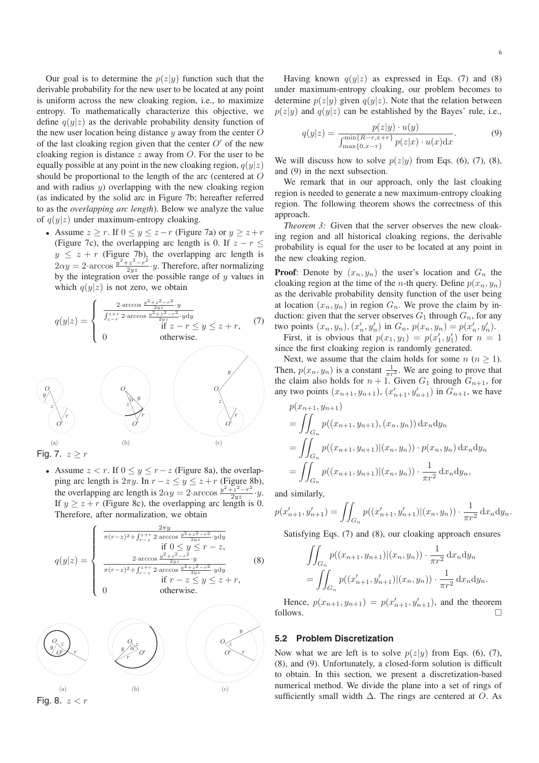Our goal is to determine the $p(z|y)$ function such that the derivable probability for the new user to be located at any point is uniform across the new cloaking region, i.e., to maximize entropy. To mathematically characterize this objective, we define $q(y|z)$ as the derivable probability density function of the new user location being distance $y$ away from the center $O$ of the last cloaking region given that the center $O'$ of the new cloaking region is distance $z$ away from $O$. For the user to be equally possible at any point in the new cloaking region, $q(y|z)$ should be proportional to the length of the arc (centered at $O$ and with radius $y$) overlapping with the new cloaking region (as indicated by the solid arc in Figure 7b; hereafter referred to as the *overlapping arc length*). Below we analyze the value of $q(y|z)$ under maximum-entropy cloaking.

- Assume $z \geq r$. If $0 \leq y \leq z - r$ (Figure 7a) or $y \geq z + r$ (Figure 7c), the overlapping arc length is 0. If $z - r \leq y \leq z + r$ (Figure 7b), the overlapping arc length is $2\alpha y = 2 \cdot \arccos \frac{y^2+z^2-r^2}{2yz} \cdot y$. Therefore, after normalizing by the integration over the possible range of $y$ values in which $q(y|z)$ is not zero, we obtain

$$
q(y|z) = \begin{cases} \frac{2 \cdot \arccos \frac{y^2+z^2-r^2}{2yz} \cdot y}{\int_{z-r}^{z+r} 2 \cdot \arccos \frac{y^2+z^2-r^2}{2yz} \cdot y \mathrm{d}y} & \text{if } z - r \leq y \leq z + r, \\ 0 & \text{otherwise.} \end{cases} \tag{7}
$$

(a) (b) (c)

Fig. 7. $z \geq r$

- Assume $z < r$. If $0 \leq y \leq r - z$ (Figure 8a), the overlapping arc length is $2\pi y$. In $r - z \leq y \leq z + r$ (Figure 8b), the overlapping arc length is $2\alpha y = 2 \cdot \arccos \frac{y^2+z^2-r^2}{2yz} \cdot y$. If $y \geq z + r$ (Figure 8c), the overlapping arc length is 0. Therefore, after normalization, we obtain

$$
q(y|z) = \begin{cases} \frac{2\pi y}{\pi(r-z)^2 + \int_{r-z}^{z+r} 2 \cdot \arccos \frac{y^2+z^2-r^2}{2yz} \cdot y \mathrm{d}y} & \text{if } 0 \leq y \leq r - z, \\ \frac{2 \cdot \arccos \frac{y^2+z^2-r^2}{2yz} \cdot y}{\pi(r-z)^2 + \int_{r-z}^{z+r} 2 \cdot \arccos \frac{y^2+z^2-r^2}{2yz} \cdot y \mathrm{d}y} & \text{if } r - z \leq y \leq z + r, \\ 0 & \text{otherwise.} \end{cases} \tag{8}
$$

(a) (b) (c)

Fig. 8. $z < r$

Having known $q(y|z)$ as expressed in Eqs. (7) and (8) under maximum-entropy cloaking, our problem becomes to determine $p(z|y)$ given $q(y|z)$. Note that the relation between $p(z|y)$ and $q(y|z)$ can be established by the Bayes' rule, i.e.,

$$
q(y|z) = \frac{p(z|y) \cdot u(y)}{\int_{\max\{0, x-r\}}^{\min\{R-r, x+r\}} p(z|x) \cdot u(x) \mathrm{d}x}. \tag{9}
$$

We will discuss how to solve $p(z|y)$ from Eqs. (6), (7), (8), and (9) in the next subsection.

We remark that in our approach, only the last cloaking region is needed to generate a new maximum-entropy cloaking region. The following theorem shows the correctness of this approach.

*Theorem 3:* Given that the server observes the new cloaking region and all historical cloaking regions, the derivable probability is equal for the user to be located at any point in the new cloaking region.

**Proof**: Denote by $(x_n, y_n)$ the user's location and $G_n$ the cloaking region at the time of the $n$-th query. Define $p(x_n, y_n)$ as the derivable probability density function of the user being at location $(x_n, y_n)$ in region $G_n$. We prove the claim by induction: given that the server observes $G_1$ through $G_n$, for any two points $(x_n, y_n), (x'_n, y'_n)$ in $G_n$, $p(x_n, y_n) = p(x'_n, y'_n)$.

First, it is obvious that $p(x_1, y_1) = p(x'_1, y'_1)$ for $n = 1$ since the first cloaking region is randomly generated.

Next, we assume that the claim holds for some $n$ ($n \geq 1$). Then, $p(x_n, y_n)$ is a constant $\frac{1}{\pi r^2}$. We are going to prove that the claim also holds for $n + 1$. Given $G_1$ through $G_{n+1}$, for any two points $(x_{n+1}, y_{n+1})$, $(x'_{n+1}, y'_{n+1})$ in $G_{n+1}$, we have

$$
\begin{aligned}
& p(x_{n+1}, y_{n+1}) \\
&= \iint_{G_n} p((x_{n+1}, y_{n+1}), (x_n, y_n)) \, \mathrm{d}x_n \mathrm{d}y_n \\
&= \iint_{G_n} p((x_{n+1}, y_{n+1}) | (x_n, y_n)) \cdot p(x_n, y_n) \, \mathrm{d}x_n \mathrm{d}y_n \\
&= \iint_{G_n} p((x_{n+1}, y_{n+1}) | (x_n, y_n)) \cdot \frac{1}{\pi r^2} \, \mathrm{d}x_n \mathrm{d}y_n,
\end{aligned}
$$

and similarly,

$$
p(x'_{n+1}, y'_{n+1}) = \iint_{G_n} p((x'_{n+1}, y'_{n+1}) | (x_n, y_n)) \cdot \frac{1}{\pi r^2} \, \mathrm{d}x_n \mathrm{d}y_n.
$$

Satisfying Eqs. (7) and (8), our cloaking approach ensures

$$
\begin{aligned}
& \iint_{G_n} p((x_{n+1}, y_{n+1}) | (x_n, y_n)) \cdot \frac{1}{\pi r^2} \, \mathrm{d}x_n \mathrm{d}y_n \\
&= \iint_{G_n} p((x'_{n+1}, y'_{n+1}) | (x_n, y_n)) \cdot \frac{1}{\pi r^2} \, \mathrm{d}x_n \mathrm{d}y_n.
\end{aligned}
$$

Hence, $p(x_{n+1}, y_{n+1}) = p(x'_{n+1}, y'_{n+1})$, and the theorem follows. □

### 5.2 Problem Discretization

Now what we are left is to solve $p(z|y)$ from Eqs. (6), (7), (8), and (9). Unfortunately, a closed-form solution is difficult to obtain. In this section, we present a discretization-based numerical method. We divide the plane into a set of rings of sufficiently small width $\Delta$. The rings are centered at $O$. As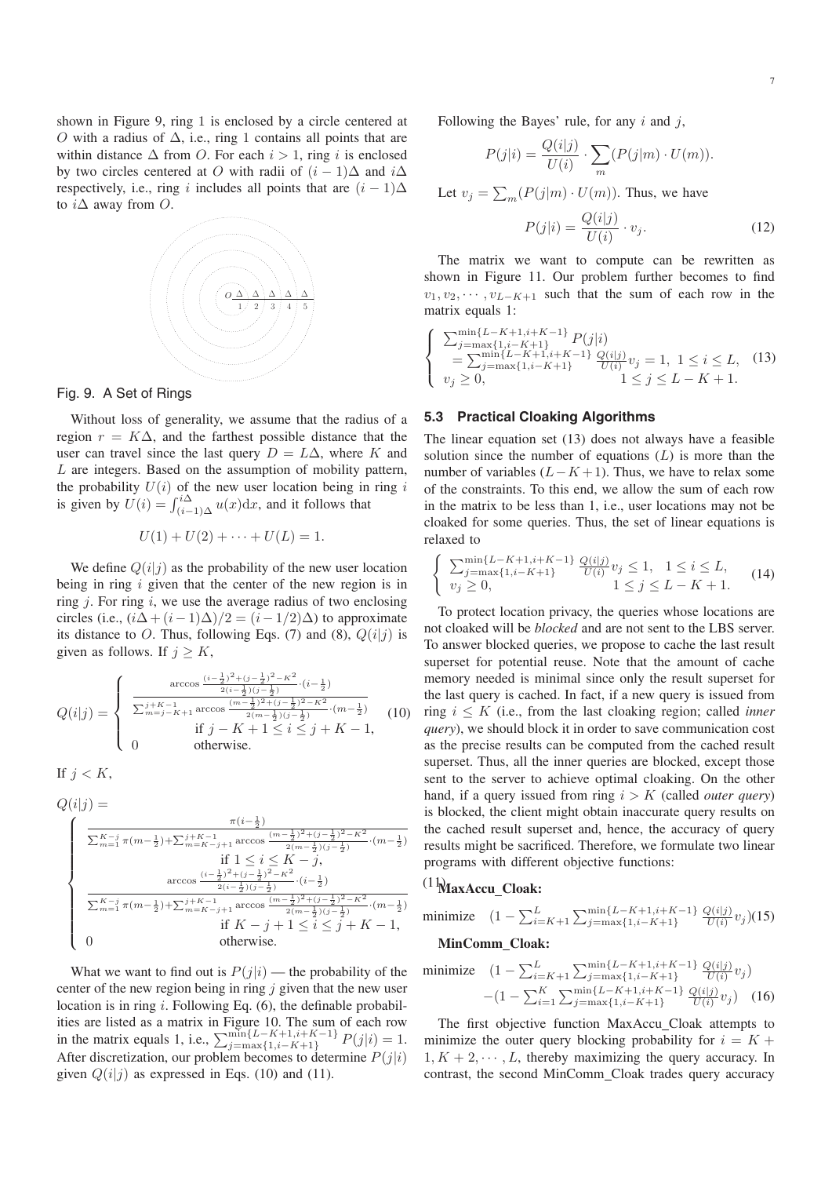shown in Figure 9, ring 1 is enclosed by a circle centered at $O$ with a radius of $\Delta$, i.e., ring 1 contains all points that are within distance $\Delta$ from $O$. For each $i > 1$, ring $i$ is enclosed by two circles centered at $O$ with radii of $(i-1)\Delta$ and $i\Delta$ respectively, i.e., ring $i$ includes all points that are $(i-1)\Delta$ to $i\Delta$ away from $O$.

Fig. 9. A Set of Rings

Without loss of generality, we assume that the radius of a region $r = K\Delta$, and the farthest possible distance that the user can travel since the last query $D = L\Delta$, where $K$ and $L$ are integers. Based on the assumption of mobility pattern, the probability $U(i)$ of the new user location being in ring $i$ is given by $U(i) = \int_{(i-1)\Delta}^{i\Delta} u(x)\mathrm{d}x$, and it follows that

$$U(1) + U(2) + \cdots + U(L) = 1.$$

We define $Q(i|j)$ as the probability of the new user location being in ring $i$ given that the center of the new region is in ring $j$. For ring $i$, we use the average radius of two enclosing circles (i.e., $(i\Delta + (i-1)\Delta)/2 = (i-1/2)\Delta$) to approximate its distance to $O$. Thus, following Eqs. (7) and (8), $Q(i|j)$ is given as follows. If $j \geq K$,

$$Q(i|j) = \begin{cases} \dfrac{\arccos\frac{(i-\frac{1}{2})^2+(j-\frac{1}{2})^2-K^2}{2(i-\frac{1}{2})(j-\frac{1}{2})}\cdot(i-\frac{1}{2})}{\sum_{m=j-K+1}^{j+K-1}\arccos\frac{(m-\frac{1}{2})^2+(j-\frac{1}{2})^2-K^2}{2(m-\frac{1}{2})(j-\frac{1}{2})}\cdot(m-\frac{1}{2})} \\ \qquad \text{if } j-K+1 \leq i \leq j+K-1, \\ 0 \qquad \text{otherwise.} \end{cases} \tag{10}$$

If $j < K$,

$$Q(i|j) = \begin{cases} \dfrac{\pi(i-\frac{1}{2})}{\sum_{m=1}^{K-j}\pi(m-\frac{1}{2})+\sum_{m=K-j+1}^{j+K-1}\arccos\frac{(m-\frac{1}{2})^2+(j-\frac{1}{2})^2-K^2}{2(m-\frac{1}{2})(j-\frac{1}{2})}\cdot(m-\frac{1}{2})} \\ \qquad \text{if } 1 \leq i \leq K-j, \\ \dfrac{\arccos\frac{(i-\frac{1}{2})^2+(j-\frac{1}{2})^2-K^2}{2(i-\frac{1}{2})(j-\frac{1}{2})}\cdot(i-\frac{1}{2})}{\sum_{m=1}^{K-j}\pi(m-\frac{1}{2})+\sum_{m=K-j+1}^{j+K-1}\arccos\frac{(m-\frac{1}{2})^2+(j-\frac{1}{2})^2-K^2}{2(m-\frac{1}{2})(j-\frac{1}{2})}\cdot(m-\frac{1}{2})} \\ \qquad \text{if } K-j+1 \leq i \leq j+K-1, \\ 0 \qquad \text{otherwise.} \end{cases} \tag{11}$$

What we want to find out is $P(j|i)$ — the probability of the center of the new region being in ring $j$ given that the new user location is in ring $i$. Following Eq. (6), the definable probabilities are listed as a matrix in Figure 10. The sum of each row in the matrix equals 1, i.e., $\sum_{j=\max\{1,i-K+1\}}^{\min\{L-K+1,i+K-1\}} P(j|i) = 1$. After discretization, our problem becomes to determine $P(j|i)$ given $Q(i|j)$ as expressed in Eqs. (10) and (11).

Following the Bayes' rule, for any $i$ and $j$,

$$P(j|i) = \frac{Q(i|j)}{U(i)} \cdot \sum_m (P(j|m) \cdot U(m)).$$

Let $v_j = \sum_m (P(j|m) \cdot U(m))$. Thus, we have

$$P(j|i) = \frac{Q(i|j)}{U(i)} \cdot v_j. \tag{12}$$

The matrix we want to compute can be rewritten as shown in Figure 11. Our problem further becomes to find $v_1, v_2, \cdots, v_{L-K+1}$ such that the sum of each row in the matrix equals 1:

$$\begin{cases} \sum_{j=\max\{1,i-K+1\}}^{\min\{L-K+1,i+K-1\}} P(j|i) \\ \quad = \sum_{j=\max\{1,i-K+1\}}^{\min\{L-K+1,i+K-1\}} \frac{Q(i|j)}{U(i)} v_j = 1, \ 1 \leq i \leq L, \\ v_j \geq 0, \qquad\qquad 1 \leq j \leq L-K+1. \end{cases} \tag{13}$$

### 5.3 Practical Cloaking Algorithms

The linear equation set (13) does not always have a feasible solution since the number of equations ($L$) is more than the number of variables ($L-K+1$). Thus, we have to relax some of the constraints. To this end, we allow the sum of each row in the matrix to be less than 1, i.e., user locations may not be cloaked for some queries. Thus, the set of linear equations is relaxed to

$$\begin{cases} \sum_{j=\max\{1,i-K+1\}}^{\min\{L-K+1,i+K-1\}} \frac{Q(i|j)}{U(i)} v_j \leq 1, \quad 1 \leq i \leq L, \\ v_j \geq 0, \qquad\qquad 1 \leq j \leq L-K+1. \end{cases} \tag{14}$$

To protect location privacy, the queries whose locations are not cloaked will be *blocked* and are not sent to the LBS server. To answer blocked queries, we propose to cache the last result superset for potential reuse. Note that the amount of cache memory needed is minimal since only the result superset for the last query is cached. In fact, if a new query is issued from ring $i \leq K$ (i.e., from the last cloaking region; called *inner query*), we should block it in order to save communication cost as the precise results can be computed from the cached result superset. Thus, all the inner queries are blocked, except those sent to the server to achieve optimal cloaking. On the other hand, if a query issued from ring $i > K$ (called *outer query*) is blocked, the client might obtain inaccurate query results on the cached result superset and, hence, the accuracy of query results might be sacrificed. Therefore, we formulate two linear programs with different objective functions:

**MaxAccu_Cloak:**

$$\text{minimize} \quad (1 - \sum_{i=K+1}^{L} \sum_{j=\max\{1,i-K+1\}}^{\min\{L-K+1,i+K-1\}} \frac{Q(i|j)}{U(i)} v_j) \tag{15}$$

**MinComm_Cloak:**

$$\begin{aligned} \text{minimize} \quad & (1 - \sum_{i=K+1}^{L} \sum_{j=\max\{1,i-K+1\}}^{\min\{L-K+1,i+K-1\}} \frac{Q(i|j)}{U(i)} v_j) \\ & -(1 - \sum_{i=1}^{K} \sum_{j=\max\{1,i-K+1\}}^{\min\{L-K+1,i+K-1\}} \frac{Q(i|j)}{U(i)} v_j) \end{aligned} \tag{16}$$

The first objective function MaxAccu_Cloak attempts to minimize the outer query blocking probability for $i = K+1, K+2, \cdots, L$, thereby maximizing the query accuracy. In contrast, the second MinComm_Cloak trades query accuracy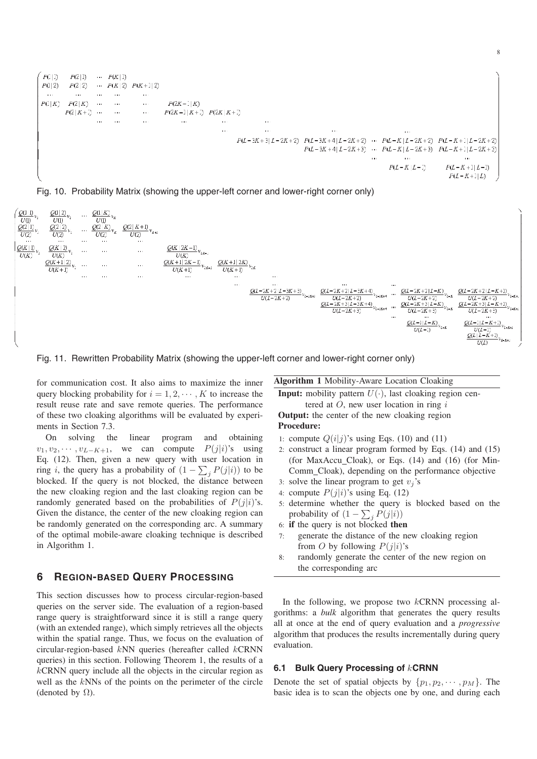$$
\begin{pmatrix}
P(1|1) & P(2|1) & \cdots & P(K|1) & & & & & & & & & \\
P(1|2) & P(2|2) & \cdots & P(K|2) & P(K+1|2) & & & & & & & & \\
\cdots & \cdots & \cdots & \cdots & \cdots & & & & & & & & \\
P(1|K) & P(2|K) & \cdots & \cdots & \cdots & P(2K-1|K) & & & & & & & \\
 & P(2|K+1) & \cdots & \cdots & \cdots & P(2K-1|K+1) & P(2K|K+1) & & & & & & \\
 & & \cdots & \cdots & \cdots & \cdots & \cdots & \cdots & & & & & \\
 & & & & & & \cdots & \cdots & \cdots & \cdots & \cdots & & \\
 & & & & & & & P(L-3K+3|L-2K+2) & P(L-3K+4|L-2K+2) & \cdots & P(L-K|L-2K+2) & P(L-K+1|L-2K+2) \\
 & & & & & & & & P(L-3K+4|L-2K+3) & \cdots & P(L-K|L-2K+3) & P(L-K+1|L-2K+3) \\
 & & & & & & & & & \cdots & \cdots & \cdots \\
 & & & & & & & & & & P(L-K|L-1) & P(L-K+1|L-1) \\
 & & & & & & & & & & & P(L-K+1|L)
\end{pmatrix}
$$

Fig. 10. Probability Matrix (showing the upper-left corner and lower-right corner only)

$$
\begin{pmatrix}
\frac{Q(1|1)}{U(1)}v_1 & \frac{Q(1|2)}{U(1)}v_2 & \cdots & \frac{Q(1|K)}{U(1)}v_K & & & & & & \\
\frac{Q(2|1)}{U(2)}v_1 & \frac{Q(2|2)}{U(2)}v_2 & \cdots & \frac{Q(2|K)}{U(2)}v_K & \frac{Q(2|K+1)}{U(2)}v_{K+1} & & & & & \\
\cdots & \cdots & \cdots & \cdots & \cdots & & & & & \\
\frac{Q(K|1)}{U(K)}v_1 & \frac{Q(K|2)}{U(K)}v_2 & \cdots & \cdots & \cdots & \frac{Q(K|2K-1)}{U(K)}v_{2K-1} & & & & \\
 & \frac{Q(K+1|2)}{U(K+1)}v_2 & \cdots & \cdots & \cdots & \frac{Q(K+1|2K-1)}{U(K+1)}v_{2K-1} & \frac{Q(K+1|2K)}{U(K+1)}v_{2K} & & & \\
 & & \cdots & \cdots & \cdots & \cdots & \cdots & \cdots & & \\
 & & & & & & \frac{Q(L-2K+2|L-3K+3)}{U(L-2K+2)}v_{L-3K+3} & \frac{Q(L-2K+2|L-3K+4)}{U(L-2K+2)}v_{L-3K+4} & \cdots & \frac{Q(L-2K+2|L-K)}{U(L-2K+2)}v_{L-K} & \frac{Q(L-2K+2|L-K+1)}{U(L-2K+2)}v_{L-K+1} \\
 & & & & & & & \frac{Q(L-2K+3|L-3K+4)}{U(L-2K+3)}v_{L-3K+4} & \cdots & \frac{Q(L-2K+3|L-K)}{U(L-2K+3)}v_{L-K} & \frac{Q(L-2K+3|L-K+1)}{U(L-2K+3)}v_{L-K+1} \\
 & & & & & & & & \cdots & \cdots & \cdots \\
 & & & & & & & & & \frac{Q(L-1|L-K)}{U(L-1)}v_{L-K} & \frac{Q(L-1|L-K+1)}{U(L-1)}v_{L-K+1} \\
 & & & & & & & & & & \frac{Q(L|L-K+1)}{U(L)}v_{L-K+1}
\end{pmatrix}
$$

Fig. 11. Rewritten Probability Matrix (showing the upper-left corner and lower-right corner only)

for communication cost. It also aims to maximize the inner query blocking probability for $i = 1, 2, \cdots, K$ to increase the result reuse rate and save remote queries. The performance of these two cloaking algorithms will be evaluated by experiments in Section 7.3.

On solving the linear program and obtaining $v_1, v_2, \cdots, v_{L-K+1}$, we can compute $P(j|i)$'s using Eq. (12). Then, given a new query with user location in ring $i$, the query has a probability of $(1 - \sum_j P(j|i))$ to be blocked. If the query is not blocked, the distance between the new cloaking region and the last cloaking region can be randomly generated based on the probabilities of $P(j|i)$'s. Given the distance, the center of the new cloaking region can be randomly generated on the corresponding arc. A summary of the optimal mobile-aware cloaking technique is described in Algorithm 1.

**Algorithm 1** Mobility-Aware Location Cloaking

**Input:** mobility pattern $U(\cdot)$, last cloaking region centered at $O$, new user location in ring $i$

**Output:** the center of the new cloaking region

**Procedure:**

1: compute $Q(i|j)$'s using Eqs. (10) and (11)
2: construct a linear program formed by Eqs. (14) and (15) (for MaxAccu_Cloak), or Eqs. (14) and (16) (for MinComm_Cloak), depending on the performance objective
3: solve the linear program to get $v_j$'s
4: compute $P(j|i)$'s using Eq. (12)
5: determine whether the query is blocked based on the probability of $(1 - \sum_j P(j|i))$
6: **if** the query is not blocked **then**
7: generate the distance of the new cloaking region from $O$ by following $P(j|i)$'s
8: randomly generate the center of the new region on the corresponding arc

## 6 REGION-BASED QUERY PROCESSING

This section discusses how to process circular-region-based queries on the server side. The evaluation of a region-based range query is straightforward since it is still a range query (with an extended range), which simply retrieves all the objects within the spatial range. Thus, we focus on the evaluation of circular-region-based $k$NN queries (hereafter called $k$CRNN queries) in this section. Following Theorem 1, the results of a $k$CRNN query include all the objects in the circular region as well as the $k$NNs of the points on the perimeter of the circle (denoted by $\Omega$).

In the following, we propose two $k$CRNN processing algorithms: a *bulk* algorithm that generates the query results all at once at the end of query evaluation and a *progressive* algorithm that produces the results incrementally during query evaluation.

### 6.1 Bulk Query Processing of $k$CRNN

Denote the set of spatial objects by $\{p_1, p_2, \cdots, p_M\}$. The basic idea is to scan the objects one by one, and during each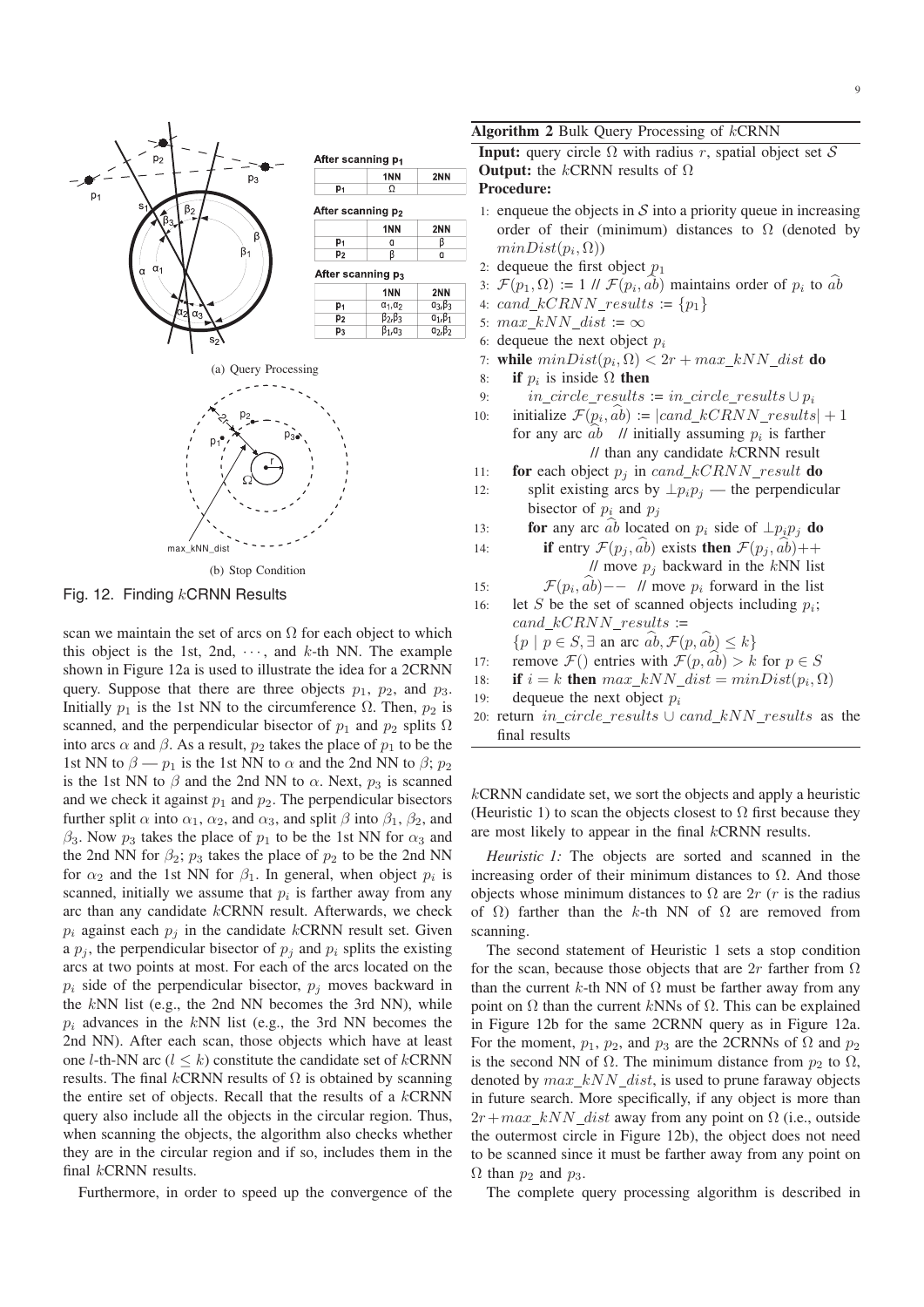(a) Query Processing

| After scanning $p_1$ | 1NN | 2NN |
|---|---|---|
| $p_1$ | $\Omega$ | |

| After scanning $p_2$ | 1NN | 2NN |
|---|---|---|
| $p_1$ | $\alpha$ | $\beta$ |
| $p_2$ | $\beta$ | $\alpha$ |

| After scanning $p_3$ | 1NN | 2NN |
|---|---|---|
| $p_1$ | $\alpha_1,\alpha_2$ | $\alpha_3,\beta_3$ |
| $p_2$ | $\beta_2,\beta_3$ | $\alpha_1,\beta_1$ |
| $p_3$ | $\beta_1,\alpha_3$ | $\alpha_2,\beta_2$ |

(b) Stop Condition

Fig. 12. Finding $k$CRNN Results

scan we maintain the set of arcs on $\Omega$ for each object to which this object is the 1st, 2nd, $\cdots$, and $k$-th NN. The example shown in Figure 12a is used to illustrate the idea for a 2CRNN query. Suppose that there are three objects $p_1$, $p_2$, and $p_3$. Initially $p_1$ is the 1st NN to the circumference $\Omega$. Then, $p_2$ is scanned, and the perpendicular bisector of $p_1$ and $p_2$ splits $\Omega$ into arcs $\alpha$ and $\beta$. As a result, $p_2$ takes the place of $p_1$ to be the 1st NN to $\beta$ — $p_1$ is the 1st NN to $\alpha$ and the 2nd NN to $\beta$; $p_2$ is the 1st NN to $\beta$ and the 2nd NN to $\alpha$. Next, $p_3$ is scanned and we check it against $p_1$ and $p_2$. The perpendicular bisectors further split $\alpha$ into $\alpha_1$, $\alpha_2$, and $\alpha_3$, and split $\beta$ into $\beta_1$, $\beta_2$, and $\beta_3$. Now $p_3$ takes the place of $p_1$ to be the 1st NN for $\alpha_3$ and the 2nd NN for $\beta_2$; $p_3$ takes the place of $p_2$ to be the 2nd NN for $\alpha_2$ and the 1st NN for $\beta_1$. In general, when object $p_i$ is scanned, initially we assume that $p_i$ is farther away from any arc than any candidate $k$CRNN result. Afterwards, we check $p_i$ against each $p_j$ in the candidate $k$CRNN result set. Given a $p_j$, the perpendicular bisector of $p_j$ and $p_i$ splits the existing arcs at two points at most. For each of the arcs located on the $p_i$ side of the perpendicular bisector, $p_j$ moves backward in the $k$NN list (e.g., the 2nd NN becomes the 3rd NN), while $p_i$ advances in the $k$NN list (e.g., the 3rd NN becomes the 2nd NN). After each scan, those objects which have at least one $l$-th-NN arc ($l \leq k$) constitute the candidate set of $k$CRNN results. The final $k$CRNN results of $\Omega$ is obtained by scanning the entire set of objects. Recall that the results of a $k$CRNN query also include all the objects in the circular region. Thus, when scanning the objects, the algorithm also checks whether they are in the circular region and if so, includes them in the final $k$CRNN results.

Furthermore, in order to speed up the convergence of the $k$CRNN candidate set, we sort the objects and apply a heuristic (Heuristic 1) to scan the objects closest to $\Omega$ first because they are most likely to appear in the final $k$CRNN results.

**Algorithm 2** Bulk Query Processing of $k$CRNN

**Input:** query circle $\Omega$ with radius $r$, spatial object set $\mathcal{S}$
**Output:** the $k$CRNN results of $\Omega$
**Procedure:**

1. enqueue the objects in $\mathcal{S}$ into a priority queue in increasing order of their (minimum) distances to $\Omega$ (denoted by $minDist(p_i, \Omega)$)
2. dequeue the first object $p_1$
3. $\mathcal{F}(p_1, \Omega) := 1$ // $\mathcal{F}(p_i, \widehat{ab})$ maintains order of $p_i$ to $\widehat{ab}$
4. $cand\_kCRNN\_results := \{p_1\}$
5. $max\_kNN\_dist := \infty$
6. dequeue the next object $p_i$
7. **while** $minDist(p_i, \Omega) < 2r + max\_kNN\_dist$ **do**
8. **if** $p_i$ is inside $\Omega$ **then**
9. $in\_circle\_results := in\_circle\_results \cup p_i$
10. initialize $\mathcal{F}(p_i, \widehat{ab}) := |cand\_kCRNN\_results| + 1$ for any arc $\widehat{ab}$ // initially assuming $p_i$ is farther // than any candidate $k$CRNN result
11. **for** each object $p_j$ in $cand\_kCRNN\_result$ **do**
12. split existing arcs by $\perp p_i p_j$ — the perpendicular bisector of $p_i$ and $p_j$
13. **for** any arc $\widehat{ab}$ located on $p_i$ side of $\perp p_i p_j$ **do**
14. **if** entry $\mathcal{F}(p_j, \widehat{ab})$ exists **then** $\mathcal{F}(p_j, \widehat{ab})$++ // move $p_j$ backward in the $k$NN list
15. $\mathcal{F}(p_i, \widehat{ab})$−− // move $p_i$ forward in the list
16. let $S$ be the set of scanned objects including $p_i$; $cand\_kCRNN\_results :=$ $\{p \mid p \in S, \exists$ an arc $\widehat{ab}, \mathcal{F}(p, \widehat{ab}) \leq k\}$
17. remove $\mathcal{F}()$ entries with $\mathcal{F}(p, \widehat{ab}) > k$ for $p \in S$
18. **if** $i = k$ **then** $max\_kNN\_dist = minDist(p_i, \Omega)$
19. dequeue the next object $p_i$
20. return $in\_circle\_results \cup cand\_kNN\_results$ as the final results

*Heuristic 1:* The objects are sorted and scanned in the increasing order of their minimum distances to $\Omega$. And those objects whose minimum distances to $\Omega$ are $2r$ ($r$ is the radius of $\Omega$) farther than the $k$-th NN of $\Omega$ are removed from scanning.

The second statement of Heuristic 1 sets a stop condition for the scan, because those objects that are $2r$ farther from $\Omega$ than the current $k$-th NN of $\Omega$ must be farther away from any point on $\Omega$ than the current $k$NNs of $\Omega$. This can be explained in Figure 12b for the same 2CRNN query as in Figure 12a. For the moment, $p_1$, $p_2$, and $p_3$ are the 2CRNNs of $\Omega$ and $p_2$ is the second NN of $\Omega$. The minimum distance from $p_2$ to $\Omega$, denoted by $max\_kNN\_dist$, is used to prune faraway objects in future search. More specifically, if any object is more than $2r + max\_kNN\_dist$ away from any point on $\Omega$ (i.e., outside the outermost circle in Figure 12b), the object does not need to be scanned since it must be farther away from any point on $\Omega$ than $p_2$ and $p_3$.

The complete query processing algorithm is described in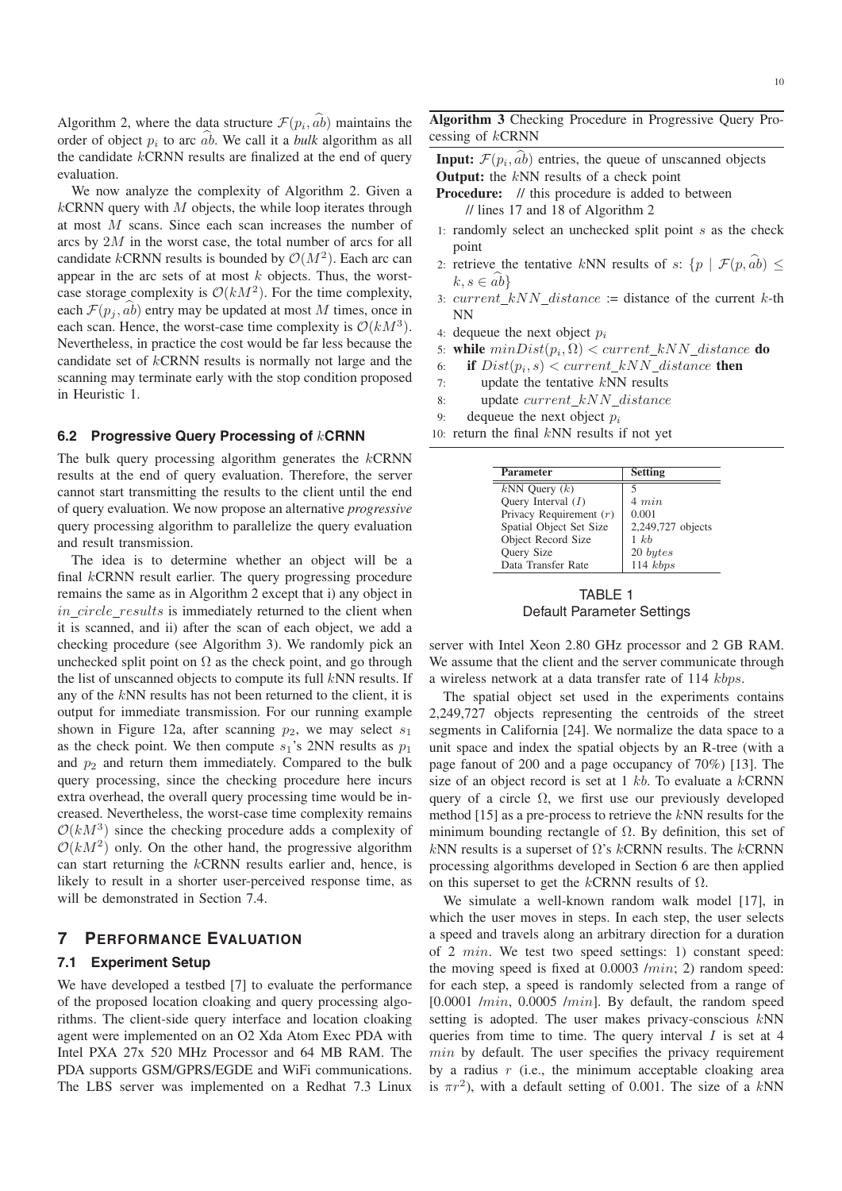Algorithm 2, where the data structure $\mathcal{F}(p_i, \widehat{ab})$ maintains the order of object $p_i$ to arc $\widehat{ab}$. We call it a *bulk* algorithm as all the candidate $k$CRNN results are finalized at the end of query evaluation.

We now analyze the complexity of Algorithm 2. Given a $k$CRNN query with $M$ objects, the while loop iterates through at most $M$ scans. Since each scan increases the number of arcs by $2M$ in the worst case, the total number of arcs for all candidate $k$CRNN results is bounded by $\mathcal{O}(M^2)$. Each arc can appear in the arc sets of at most $k$ objects. Thus, the worst-case storage complexity is $\mathcal{O}(kM^2)$. For the time complexity, each $\mathcal{F}(p_j, \widehat{ab})$ entry may be updated at most $M$ times, once in each scan. Hence, the worst-case time complexity is $\mathcal{O}(kM^3)$. Nevertheless, in practice the cost would be far less because the candidate set of $k$CRNN results is normally not large and the scanning may terminate early with the stop condition proposed in Heuristic 1.

### 6.2 Progressive Query Processing of $k$CRNN

The bulk query processing algorithm generates the $k$CRNN results at the end of query evaluation. Therefore, the server cannot start transmitting the results to the client until the end of query evaluation. We now propose an alternative *progressive* query processing algorithm to parallelize the query evaluation and result transmission.

The idea is to determine whether an object will be a final $k$CRNN result earlier. The query progressing procedure remains the same as in Algorithm 2 except that i) any object in $in\_circle\_results$ is immediately returned to the client when it is scanned, and ii) after the scan of each object, we add a checking procedure (see Algorithm 3). We randomly pick an unchecked split point on $\Omega$ as the check point, and go through the list of unscanned objects to compute its full $k$NN results. If any of the $k$NN results has not been returned to the client, it is output for immediate transmission. For our running example shown in Figure 12a, after scanning $p_2$, we may select $s_1$ as the check point. We then compute $s_1$'s 2NN results as $p_1$ and $p_2$ and return them immediately. Compared to the bulk query processing, since the checking procedure here incurs extra overhead, the overall query processing time would be increased. Nevertheless, the worst-case time complexity remains $\mathcal{O}(kM^3)$ since the checking procedure adds a complexity of $\mathcal{O}(kM^2)$ only. On the other hand, the progressive algorithm can start returning the $k$CRNN results earlier and, hence, is likely to result in a shorter user-perceived response time, as will be demonstrated in Section 7.4.

**Algorithm 3** Checking Procedure in Progressive Query Processing of $k$CRNN

**Input:** $\mathcal{F}(p_i, \widehat{ab})$ entries, the queue of unscanned objects
**Output:** the $k$NN results of a check point
**Procedure:** // this procedure is added to between // lines 17 and 18 of Algorithm 2

1. randomly select an unchecked split point $s$ as the check point
2. retrieve the tentative $k$NN results of $s$: $\{p \mid \mathcal{F}(p, \widehat{ab}) \leq k, s \in \widehat{ab}\}$
3. $current\_kNN\_distance$ := distance of the current $k$-th NN
4. dequeue the next object $p_i$
5. **while** $minDist(p_i, \Omega) < current\_kNN\_distance$ **do**
6. &nbsp;&nbsp;&nbsp;&nbsp;**if** $Dist(p_i, s) < current\_kNN\_distance$ **then**
7. &nbsp;&nbsp;&nbsp;&nbsp;&nbsp;&nbsp;&nbsp;&nbsp;update the tentative $k$NN results
8. &nbsp;&nbsp;&nbsp;&nbsp;&nbsp;&nbsp;&nbsp;&nbsp;update $current\_kNN\_distance$
9. &nbsp;&nbsp;&nbsp;&nbsp;dequeue the next object $p_i$
10. return the final $k$NN results if not yet

| Parameter | Setting |
|---|---|
| $k$NN Query ($k$) | 5 |
| Query Interval ($I$) | 4 $min$ |
| Privacy Requirement ($r$) | 0.001 |
| Spatial Object Set Size | 2,249,727 objects |
| Object Record Size | 1 $kb$ |
| Query Size | 20 $bytes$ |
| Data Transfer Rate | 114 $kbps$ |

TABLE 1
Default Parameter Settings

## 7 Performance Evaluation

### 7.1 Experiment Setup

We have developed a testbed [7] to evaluate the performance of the proposed location cloaking and query processing algorithms. The client-side query interface and location cloaking agent were implemented on an O2 Xda Atom Exec PDA with Intel PXA 27x 520 MHz Processor and 64 MB RAM. The PDA supports GSM/GPRS/EGDE and WiFi communications. The LBS server was implemented on a Redhat 7.3 Linux server with Intel Xeon 2.80 GHz processor and 2 GB RAM. We assume that the client and the server communicate through a wireless network at a data transfer rate of 114 $kbps$.

The spatial object set used in the experiments contains 2,249,727 objects representing the centroids of the street segments in California [24]. We normalize the data space to a unit space and index the spatial objects by an R-tree (with a page fanout of 200 and a page occupancy of 70%) [13]. The size of an object record is set at 1 $kb$. To evaluate a $k$CRNN query of a circle $\Omega$, we first use our previously developed method [15] as a pre-process to retrieve the $k$NN results for the minimum bounding rectangle of $\Omega$. By definition, this set of $k$NN results is a superset of $\Omega$'s $k$CRNN results. The $k$CRNN processing algorithms developed in Section 6 are then applied on this superset to get the $k$CRNN results of $\Omega$.

We simulate a well-known random walk model [17], in which the user moves in steps. In each step, the user selects a speed and travels along an arbitrary direction for a duration of 2 $min$. We test two speed settings: 1) constant speed: the moving speed is fixed at 0.0003 $/min$; 2) random speed: for each step, a speed is randomly selected from a range of [0.0001 $/min$, 0.0005 $/min$]. By default, the random speed setting is adopted. The user makes privacy-conscious $k$NN queries from time to time. The query interval $I$ is set at 4 $min$ by default. The user specifies the privacy requirement by a radius $r$ (i.e., the minimum acceptable cloaking area is $\pi r^2$), with a default setting of 0.001. The size of a $k$NN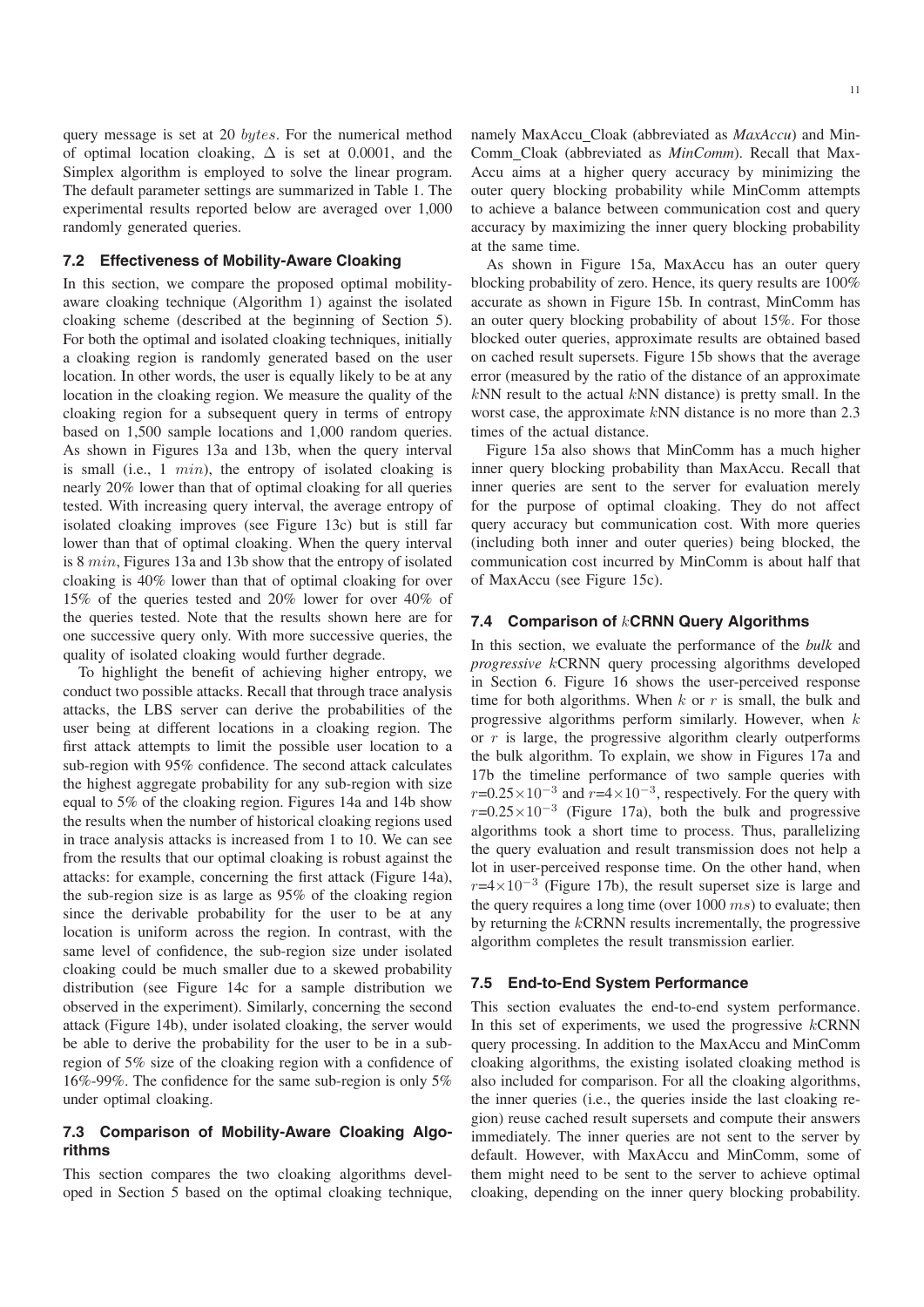query message is set at 20 *bytes*. For the numerical method of optimal location cloaking, $\Delta$ is set at 0.0001, and the Simplex algorithm is employed to solve the linear program. The default parameter settings are summarized in Table 1. The experimental results reported below are averaged over 1,000 randomly generated queries.

### 7.2 Effectiveness of Mobility-Aware Cloaking

In this section, we compare the proposed optimal mobility-aware cloaking technique (Algorithm 1) against the isolated cloaking scheme (described at the beginning of Section 5). For both the optimal and isolated cloaking techniques, initially a cloaking region is randomly generated based on the user location. In other words, the user is equally likely to be at any location in the cloaking region. We measure the quality of the cloaking region for a subsequent query in terms of entropy based on 1,500 sample locations and 1,000 random queries. As shown in Figures 13a and 13b, when the query interval is small (i.e., 1 *min*), the entropy of isolated cloaking is nearly 20% lower than that of optimal cloaking for all queries tested. With increasing query interval, the average entropy of isolated cloaking improves (see Figure 13c) but is still far lower than that of optimal cloaking. When the query interval is 8 *min*, Figures 13a and 13b show that the entropy of isolated cloaking is 40% lower than that of optimal cloaking for over 15% of the queries tested and 20% lower for over 40% of the queries tested. Note that the results shown here are for one successive query only. With more successive queries, the quality of isolated cloaking would further degrade.

To highlight the benefit of achieving higher entropy, we conduct two possible attacks. Recall that through trace analysis attacks, the LBS server can derive the probabilities of the user being at different locations in a cloaking region. The first attack attempts to limit the possible user location to a sub-region with 95% confidence. The second attack calculates the highest aggregate probability for any sub-region with size equal to 5% of the cloaking region. Figures 14a and 14b show the results when the number of historical cloaking regions used in trace analysis attacks is increased from 1 to 10. We can see from the results that our optimal cloaking is robust against the attacks: for example, concerning the first attack (Figure 14a), the sub-region size is as large as 95% of the cloaking region since the derivable probability for the user to be at any location is uniform across the region. In contrast, with the same level of confidence, the sub-region size under isolated cloaking could be much smaller due to a skewed probability distribution (see Figure 14c for a sample distribution we observed in the experiment). Similarly, concerning the second attack (Figure 14b), under isolated cloaking, the server would be able to derive the probability for the user to be in a sub-region of 5% size of the cloaking region with a confidence of 16%-99%. The confidence for the same sub-region is only 5% under optimal cloaking.

### 7.3 Comparison of Mobility-Aware Cloaking Algorithms

This section compares the two cloaking algorithms developed in Section 5 based on the optimal cloaking technique, namely MaxAccu_Cloak (abbreviated as *MaxAccu*) and MinComm_Cloak (abbreviated as *MinComm*). Recall that MaxAccu aims at a higher query accuracy by minimizing the outer query blocking probability while MinComm attempts to achieve a balance between communication cost and query accuracy by maximizing the inner query blocking probability at the same time.

As shown in Figure 15a, MaxAccu has an outer query blocking probability of zero. Hence, its query results are 100% accurate as shown in Figure 15b. In contrast, MinComm has an outer query blocking probability of about 15%. For those blocked outer queries, approximate results are obtained based on cached result supersets. Figure 15b shows that the average error (measured by the ratio of the distance of an approximate $k$NN result to the actual $k$NN distance) is pretty small. In the worst case, the approximate $k$NN distance is no more than 2.3 times of the actual distance.

Figure 15a also shows that MinComm has a much higher inner query blocking probability than MaxAccu. Recall that inner queries are sent to the server for evaluation merely for the purpose of optimal cloaking. They do not affect query accuracy but communication cost. With more queries (including both inner and outer queries) being blocked, the communication cost incurred by MinComm is about half that of MaxAccu (see Figure 15c).

### 7.4 Comparison of $k$CRNN Query Algorithms

In this section, we evaluate the performance of the *bulk* and *progressive* $k$CRNN query processing algorithms developed in Section 6. Figure 16 shows the user-perceived response time for both algorithms. When $k$ or $r$ is small, the bulk and progressive algorithms perform similarly. However, when $k$ or $r$ is large, the progressive algorithm clearly outperforms the bulk algorithm. To explain, we show in Figures 17a and 17b the timeline performance of two sample queries with $r$=$0.25\times10^{-3}$ and $r$=$4\times10^{-3}$, respectively. For the query with $r$=$0.25\times10^{-3}$ (Figure 17a), both the bulk and progressive algorithms took a short time to process. Thus, parallelizing the query evaluation and result transmission does not help a lot in user-perceived response time. On the other hand, when $r$=$4\times10^{-3}$ (Figure 17b), the result superset size is large and the query requires a long time (over 1000 *ms*) to evaluate; then by returning the $k$CRNN results incrementally, the progressive algorithm completes the result transmission earlier.

### 7.5 End-to-End System Performance

This section evaluates the end-to-end system performance. In this set of experiments, we used the progressive $k$CRNN query processing. In addition to the MaxAccu and MinComm cloaking algorithms, the existing isolated cloaking method is also included for comparison. For all the cloaking algorithms, the inner queries (i.e., the queries inside the last cloaking region) reuse cached result supersets and compute their answers immediately. The inner queries are not sent to the server by default. However, with MaxAccu and MinComm, some of them might need to be sent to the server to achieve optimal cloaking, depending on the inner query blocking probability.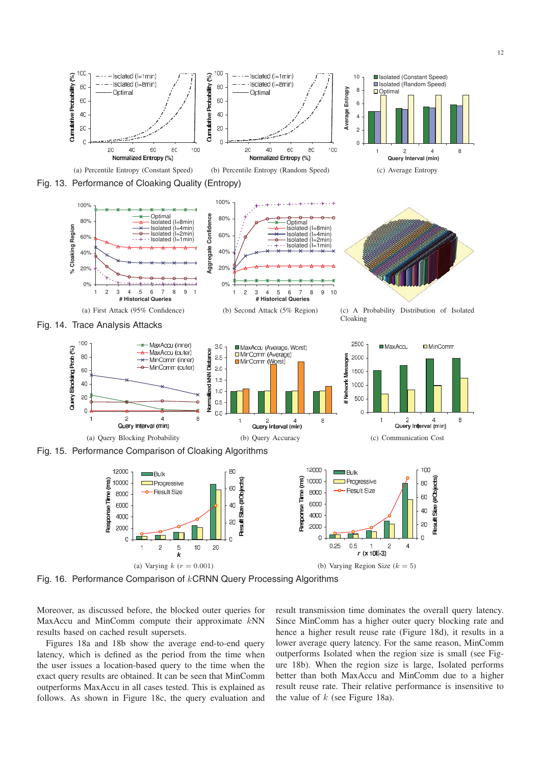(a) Percentile Entropy (Constant Speed)

(b) Percentile Entropy (Random Speed)

(c) Average Entropy

Fig. 13. Performance of Cloaking Quality (Entropy)

(a) First Attack (95% Confidence)

(b) Second Attack (5% Region)

(c) A Probability Distribution of Isolated Cloaking

Fig. 14. Trace Analysis Attacks

(a) Query Blocking Probability

(b) Query Accuracy

(c) Communication Cost

Fig. 15. Performance Comparison of Cloaking Algorithms

(a) Varying $k$ ($r = 0.001$)

(b) Varying Region Size ($k = 5$)

Fig. 16. Performance Comparison of $k$CRNN Query Processing Algorithms

Moreover, as discussed before, the blocked outer queries for MaxAccu and MinComm compute their approximate $k$NN results based on cached result supersets.

Figures 18a and 18b show the average end-to-end query latency, which is defined as the period from the time when the user issues a location-based query to the time when the exact query results are obtained. It can be seen that MinComm outperforms MaxAccu in all cases tested. This is explained as follows. As shown in Figure 18c, the query evaluation and result transmission time dominates the overall query latency. Since MinComm has a higher outer query blocking rate and hence a higher result reuse rate (Figure 18d), it results in a lower average query latency. For the same reason, MinComm outperforms Isolated when the region size is small (see Figure 18b). When the region size is large, Isolated performs better than both MaxAccu and MinComm due to a higher result reuse rate. Their relative performance is insensitive to the value of $k$ (see Figure 18a).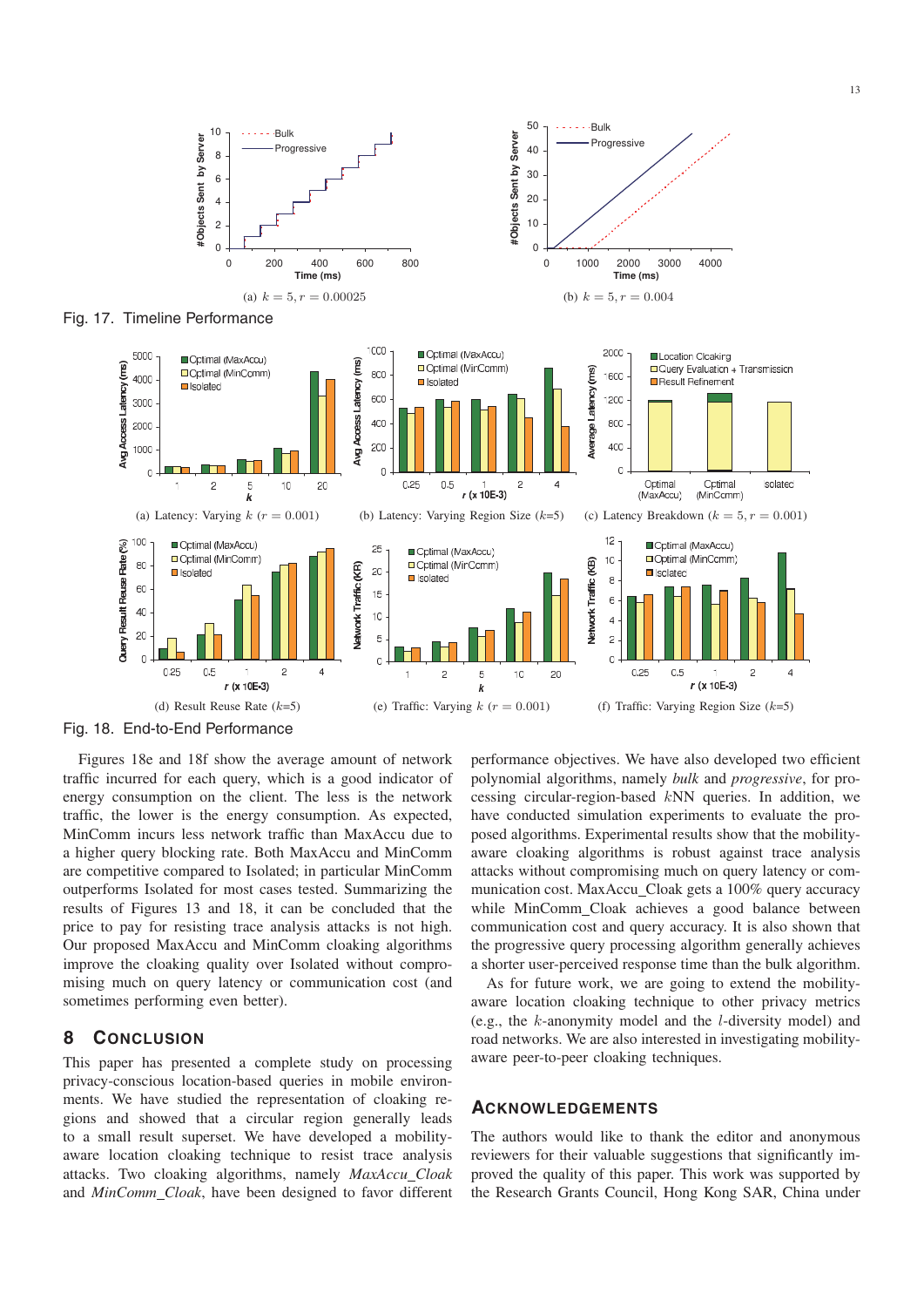(a) $k = 5, r = 0.00025$

(b) $k = 5, r = 0.004$

Fig. 17. Timeline Performance

(a) Latency: Varying $k$ ($r = 0.001$)

(b) Latency: Varying Region Size ($k$=5)

(c) Latency Breakdown ($k = 5, r = 0.001$)

(d) Result Reuse Rate ($k$=5)

(e) Traffic: Varying $k$ ($r = 0.001$)

(f) Traffic: Varying Region Size ($k$=5)

Fig. 18. End-to-End Performance

Figures 18e and 18f show the average amount of network traffic incurred for each query, which is a good indicator of energy consumption on the client. The less is the network traffic, the lower is the energy consumption. As expected, MinComm incurs less network traffic than MaxAccu due to a higher query blocking rate. Both MaxAccu and MinComm are competitive compared to Isolated; in particular MinComm outperforms Isolated for most cases tested. Summarizing the results of Figures 13 and 18, it can be concluded that the price to pay for resisting trace analysis attacks is not high. Our proposed MaxAccu and MinComm cloaking algorithms improve the cloaking quality over Isolated without compromising much on query latency or communication cost (and sometimes performing even better).

## 8 Conclusion

This paper has presented a complete study on processing privacy-conscious location-based queries in mobile environments. We have studied the representation of cloaking regions and showed that a circular region generally leads to a small result superset. We have developed a mobility-aware location cloaking technique to resist trace analysis attacks. Two cloaking algorithms, namely *MaxAccu_Cloak* and *MinComm_Cloak*, have been designed to favor different performance objectives. We have also developed two efficient polynomial algorithms, namely *bulk* and *progressive*, for processing circular-region-based $k$NN queries. In addition, we have conducted simulation experiments to evaluate the proposed algorithms. Experimental results show that the mobility-aware cloaking algorithms is robust against trace analysis attacks without compromising much on query latency or communication cost. MaxAccu_Cloak gets a 100% query accuracy while MinComm_Cloak achieves a good balance between communication cost and query accuracy. It is also shown that the progressive query processing algorithm generally achieves a shorter user-perceived response time than the bulk algorithm.

As for future work, we are going to extend the mobility-aware location cloaking technique to other privacy metrics (e.g., the $k$-anonymity model and the $l$-diversity model) and road networks. We are also interested in investigating mobility-aware peer-to-peer cloaking techniques.

## Acknowledgements

The authors would like to thank the editor and anonymous reviewers for their valuable suggestions that significantly improved the quality of this paper. This work was supported by the Research Grants Council, Hong Kong SAR, China under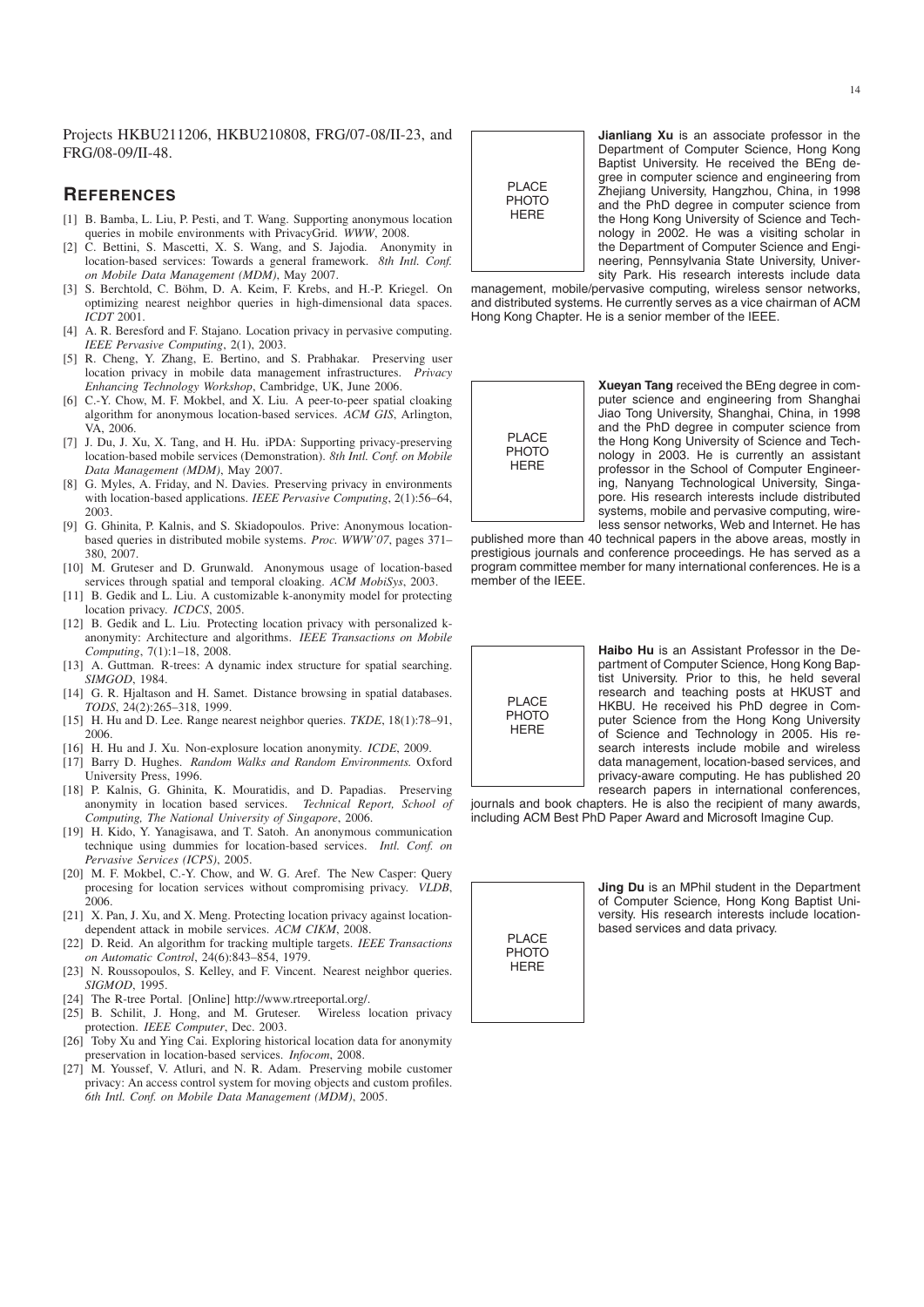Projects HKBU211206, HKBU210808, FRG/07-08/II-23, and FRG/08-09/II-48.

## REFERENCES

[1] B. Bamba, L. Liu, P. Pesti, and T. Wang. Supporting anonymous location queries in mobile environments with PrivacyGrid. *WWW*, 2008.

[2] C. Bettini, S. Mascetti, X. S. Wang, and S. Jajodia. Anonymity in location-based services: Towards a general framework. *8th Intl. Conf. on Mobile Data Management (MDM)*, May 2007.

[3] S. Berchtold, C. Böhm, D. A. Keim, F. Krebs, and H.-P. Kriegel. On optimizing nearest neighbor queries in high-dimensional data spaces. *ICDT* 2001.

[4] A. R. Beresford and F. Stajano. Location privacy in pervasive computing. *IEEE Pervasive Computing*, 2(1), 2003.

[5] R. Cheng, Y. Zhang, E. Bertino, and S. Prabhakar. Preserving user location privacy in mobile data management infrastructures. *Privacy Enhancing Technology Workshop*, Cambridge, UK, June 2006.

[6] C.-Y. Chow, M. F. Mokbel, and X. Liu. A peer-to-peer spatial cloaking algorithm for anonymous location-based services. *ACM GIS*, Arlington, VA, 2006.

[7] J. Du, J. Xu, X. Tang, and H. Hu. iPDA: Supporting privacy-preserving location-based mobile services (Demonstration). *8th Intl. Conf. on Mobile Data Management (MDM)*, May 2007.

[8] G. Myles, A. Friday, and N. Davies. Preserving privacy in environments with location-based applications. *IEEE Pervasive Computing*, 2(1):56–64, 2003.

[9] G. Ghinita, P. Kalnis, and S. Skiadopoulos. Prive: Anonymous location-based queries in distributed mobile systems. *Proc. WWW'07*, pages 371–380, 2007.

[10] M. Gruteser and D. Grunwald. Anonymous usage of location-based services through spatial and temporal cloaking. *ACM MobiSys*, 2003.

[11] B. Gedik and L. Liu. A customizable k-anonymity model for protecting location privacy. *ICDCS*, 2005.

[12] B. Gedik and L. Liu. Protecting location privacy with personalized k-anonymity: Architecture and algorithms. *IEEE Transactions on Mobile Computing*, 7(1):1–18, 2008.

[13] A. Guttman. R-trees: A dynamic index structure for spatial searching. *SIMGOD*, 1984.

[14] G. R. Hjaltason and H. Samet. Distance browsing in spatial databases. *TODS*, 24(2):265–318, 1999.

[15] H. Hu and D. Lee. Range nearest neighbor queries. *TKDE*, 18(1):78–91, 2006.

[16] H. Hu and J. Xu. Non-explosure location anonymity. *ICDE*, 2009.

[17] Barry D. Hughes. *Random Walks and Random Environments.* Oxford University Press, 1996.

[18] P. Kalnis, G. Ghinita, K. Mouratidis, and D. Papadias. Preserving anonymity in location based services. *Technical Report, School of Computing, The National University of Singapore*, 2006.

[19] H. Kido, Y. Yanagisawa, and T. Satoh. An anonymous communication technique using dummies for location-based services. *Intl. Conf. on Pervasive Services (ICPS)*, 2005.

[20] M. F. Mokbel, C.-Y. Chow, and W. G. Aref. The New Casper: Query procesing for location services without compromising privacy. *VLDB*, 2006.

[21] X. Pan, J. Xu, and X. Meng. Protecting location privacy against location-dependent attack in mobile services. *ACM CIKM*, 2008.

[22] D. Reid. An algorithm for tracking multiple targets. *IEEE Transactions on Automatic Control*, 24(6):843–854, 1979.

[23] N. Roussopoulos, S. Kelley, and F. Vincent. Nearest neighbor queries. *SIGMOD*, 1995.

[24] The R-tree Portal. [Online] http://www.rtreeportal.org/.

[25] B. Schilit, J. Hong, and M. Gruteser. Wireless location privacy protection. *IEEE Computer*, Dec. 2003.

[26] Toby Xu and Ying Cai. Exploring historical location data for anonymity preservation in location-based services. *Infocom*, 2008.

[27] M. Youssef, V. Atluri, and N. R. Adam. Preserving mobile customer privacy: An access control system for moving objects and custom profiles. *6th Intl. Conf. on Mobile Data Management (MDM)*, 2005.

PLACE PHOTO HERE

**Jianliang Xu** is an associate professor in the Department of Computer Science, Hong Kong Baptist University. He received the BEng degree in computer science and engineering from Zhejiang University, Hangzhou, China, in 1998 and the PhD degree in computer science from the Hong Kong University of Science and Technology in 2002. He was a visiting scholar in the Department of Computer Science and Engineering, Pennsylvania State University, University Park. His research interests include data management, mobile/pervasive computing, wireless sensor networks, and distributed systems. He currently serves as a vice chairman of ACM Hong Kong Chapter. He is a senior member of the IEEE.

PLACE PHOTO HERE

**Xueyan Tang** received the BEng degree in computer science and engineering from Shanghai Jiao Tong University, Shanghai, China, in 1998 and the PhD degree in computer science from the Hong Kong University of Science and Technology in 2003. He is currently an assistant professor in the School of Computer Engineering, Nanyang Technological University, Singapore. His research interests include distributed systems, mobile and pervasive computing, wireless sensor networks, Web and Internet. He has published more than 40 technical papers in the above areas, mostly in prestigious journals and conference proceedings. He has served as a program committee member for many international conferences. He is a member of the IEEE.

PLACE PHOTO HERE

**Haibo Hu** is an Assistant Professor in the Department of Computer Science, Hong Kong Baptist University. Prior to this, he held several research and teaching posts at HKUST and HKBU. He received his PhD degree in Computer Science from the Hong Kong University of Science and Technology in 2005. His research interests include mobile and wireless data management, location-based services, and privacy-aware computing. He has published 20 research papers in international conferences, journals and book chapters. He is also the recipient of many awards, including ACM Best PhD Paper Award and Microsoft Imagine Cup.

PLACE PHOTO HERE

**Jing Du** is an MPhil student in the Department of Computer Science, Hong Kong Baptist University. His research interests include location-based services and data privacy.